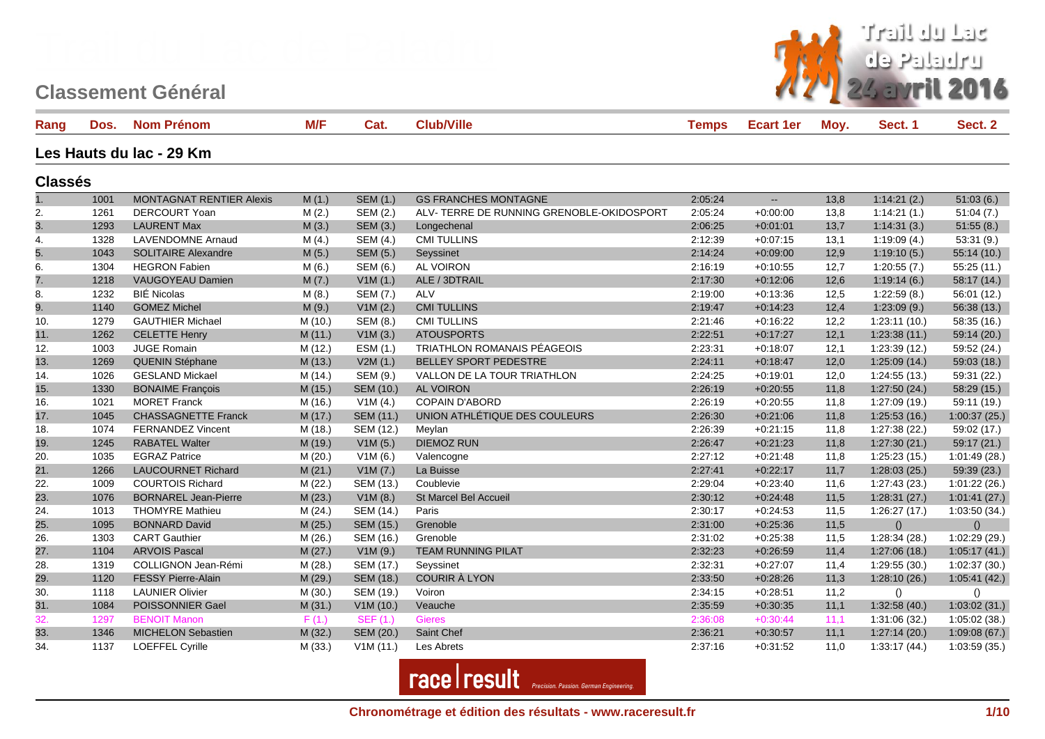## Classement Général

Trail du Lac de Paladru 24 avril 2016

| Rang | Dos. | Nom Prénom | M/F | Cat. | Club/Ville | Temps | Ecart 1er | Moy. | Sect. 1 | Sect. 2 |
|---|---|---|---|---|---|---|---|---|---|---|

### Les Hauts du lac - 29 Km

#### Classés

| Rang | Dos. | Nom Prénom | M/F | Cat. | Club/Ville | Temps | Ecart 1er | Moy. | Sect. 1 | Sect. 2 |
|---|---|---|---|---|---|---|---|---|---|---|
| 1. | 1001 | MONTAGNAT RENTIER Alexis | M (1.) | SEM (1.) | GS FRANCHES MONTAGNE | 2:05:24 | -- | 13,8 | 1:14:21 (2.) | 51:03 (6.) |
| 2. | 1261 | DERCOURT Yoan | M (2.) | SEM (2.) | ALV- TERRE DE RUNNING GRENOBLE-OKIDOSPORT | 2:05:24 | +0:00:00 | 13,8 | 1:14:21 (1.) | 51:04 (7.) |
| 3. | 1293 | LAURENT Max | M (3.) | SEM (3.) | Longechenal | 2:06:25 | +0:01:01 | 13,7 | 1:14:31 (3.) | 51:55 (8.) |
| 4. | 1328 | LAVENDOMNE Arnaud | M (4.) | SEM (4.) | CMI TULLINS | 2:12:39 | +0:07:15 | 13,1 | 1:19:09 (4.) | 53:31 (9.) |
| 5. | 1043 | SOLITAIRE Alexandre | M (5.) | SEM (5.) | Seyssinet | 2:14:24 | +0:09:00 | 12,9 | 1:19:10 (5.) | 55:14 (10.) |
| 6. | 1304 | HEGRON Fabien | M (6.) | SEM (6.) | AL VOIRON | 2:16:19 | +0:10:55 | 12,7 | 1:20:55 (7.) | 55:25 (11.) |
| 7. | 1218 | VAUGOYEAU Damien | M (7.) | V1M (1.) | ALE / 3DTRAIL | 2:17:30 | +0:12:06 | 12,6 | 1:19:14 (6.) | 58:17 (14.) |
| 8. | 1232 | BIÉ Nicolas | M (8.) | SEM (7.) | ALV | 2:19:00 | +0:13:36 | 12,5 | 1:22:59 (8.) | 56:01 (12.) |
| 9. | 1140 | GOMEZ Michel | M (9.) | V1M (2.) | CMI TULLINS | 2:19:47 | +0:14:23 | 12,4 | 1:23:09 (9.) | 56:38 (13.) |
| 10. | 1279 | GAUTHIER Michael | M (10.) | SEM (8.) | CMI TULLINS | 2:21:46 | +0:16:22 | 12,2 | 1:23:11 (10.) | 58:35 (16.) |
| 11. | 1262 | CELETTE Henry | M (11.) | V1M (3.) | ATOUSPORTS | 2:22:51 | +0:17:27 | 12,1 | 1:23:38 (11.) | 59:14 (20.) |
| 12. | 1003 | JUGE Romain | M (12.) | ESM (1.) | TRIATHLON ROMANAIS PÉAGEOIS | 2:23:31 | +0:18:07 | 12,1 | 1:23:39 (12.) | 59:52 (24.) |
| 13. | 1269 | QUENIN Stéphane | M (13.) | V2M (1.) | BELLEY SPORT PEDESTRE | 2:24:11 | +0:18:47 | 12,0 | 1:25:09 (14.) | 59:03 (18.) |
| 14. | 1026 | GESLAND Mickael | M (14.) | SEM (9.) | VALLON DE LA TOUR TRIATHLON | 2:24:25 | +0:19:01 | 12,0 | 1:24:55 (13.) | 59:31 (22.) |
| 15. | 1330 | BONAIME François | M (15.) | SEM (10.) | AL VOIRON | 2:26:19 | +0:20:55 | 11,8 | 1:27:50 (24.) | 58:29 (15.) |
| 16. | 1021 | MORET Franck | M (16.) | V1M (4.) | COPAIN D'ABORD | 2:26:19 | +0:20:55 | 11,8 | 1:27:09 (19.) | 59:11 (19.) |
| 17. | 1045 | CHASSAGNETTE Franck | M (17.) | SEM (11.) | UNION ATHLÉTIQUE DES COULEURS | 2:26:30 | +0:21:06 | 11,8 | 1:25:53 (16.) | 1:00:37 (25.) |
| 18. | 1074 | FERNANDEZ Vincent | M (18.) | SEM (12.) | Meylan | 2:26:39 | +0:21:15 | 11,8 | 1:27:38 (22.) | 59:02 (17.) |
| 19. | 1245 | RABATEL Walter | M (19.) | V1M (5.) | DIEMOZ RUN | 2:26:47 | +0:21:23 | 11,8 | 1:27:30 (21.) | 59:17 (21.) |
| 20. | 1035 | EGRAZ Patrice | M (20.) | V1M (6.) | Valencogne | 2:27:12 | +0:21:48 | 11,8 | 1:25:23 (15.) | 1:01:49 (28.) |
| 21. | 1266 | LAUCOURNET Richard | M (21.) | V1M (7.) | La Buisse | 2:27:41 | +0:22:17 | 11,7 | 1:28:03 (25.) | 59:39 (23.) |
| 22. | 1009 | COURTOIS Richard | M (22.) | SEM (13.) | Coublevie | 2:29:04 | +0:23:40 | 11,6 | 1:27:43 (23.) | 1:01:22 (26.) |
| 23. | 1076 | BORNAREL Jean-Pierre | M (23.) | V1M (8.) | St Marcel Bel Accueil | 2:30:12 | +0:24:48 | 11,5 | 1:28:31 (27.) | 1:01:41 (27.) |
| 24. | 1013 | THOMYRE Mathieu | M (24.) | SEM (14.) | Paris | 2:30:17 | +0:24:53 | 11,5 | 1:26:27 (17.) | 1:03:50 (34.) |
| 25. | 1095 | BONNARD David | M (25.) | SEM (15.) | Grenoble | 2:31:00 | +0:25:36 | 11,5 | () | () |
| 26. | 1303 | CART Gauthier | M (26.) | SEM (16.) | Grenoble | 2:31:02 | +0:25:38 | 11,5 | 1:28:34 (28.) | 1:02:29 (29.) |
| 27. | 1104 | ARVOIS Pascal | M (27.) | V1M (9.) | TEAM RUNNING PILAT | 2:32:23 | +0:26:59 | 11,4 | 1:27:06 (18.) | 1:05:17 (41.) |
| 28. | 1319 | COLLIGNON Jean-Rémi | M (28.) | SEM (17.) | Seyssinet | 2:32:31 | +0:27:07 | 11,4 | 1:29:55 (30.) | 1:02:37 (30.) |
| 29. | 1120 | FESSY Pierre-Alain | M (29.) | SEM (18.) | COURIR À LYON | 2:33:50 | +0:28:26 | 11,3 | 1:28:10 (26.) | 1:05:41 (42.) |
| 30. | 1118 | LAUNIER Olivier | M (30.) | SEM (19.) | Voiron | 2:34:15 | +0:28:51 | 11,2 | () | () |
| 31. | 1084 | POISSONNIER Gael | M (31.) | V1M (10.) | Veauche | 2:35:59 | +0:30:35 | 11,1 | 1:32:58 (40.) | 1:03:02 (31.) |
| 32. | 1297 | BENOIT Manon | F (1.) | SEF (1.) | Gieres | 2:36:08 | +0:30:44 | 11,1 | 1:31:06 (32.) | 1:05:02 (38.) |
| 33. | 1346 | MICHELON Sebastien | M (32.) | SEM (20.) | Saint Chef | 2:36:21 | +0:30:57 | 11,1 | 1:27:14 (20.) | 1:09:08 (67.) |
| 34. | 1137 | LOEFFEL Cyrille | M (33.) | V1M (11.) | Les Abrets | 2:37:16 | +0:31:52 | 11,0 | 1:33:17 (44.) | 1:03:59 (35.) |

race result Precision. Passion. German Engineering.

Chronométrage et édition des résultats - www.raceresult.fr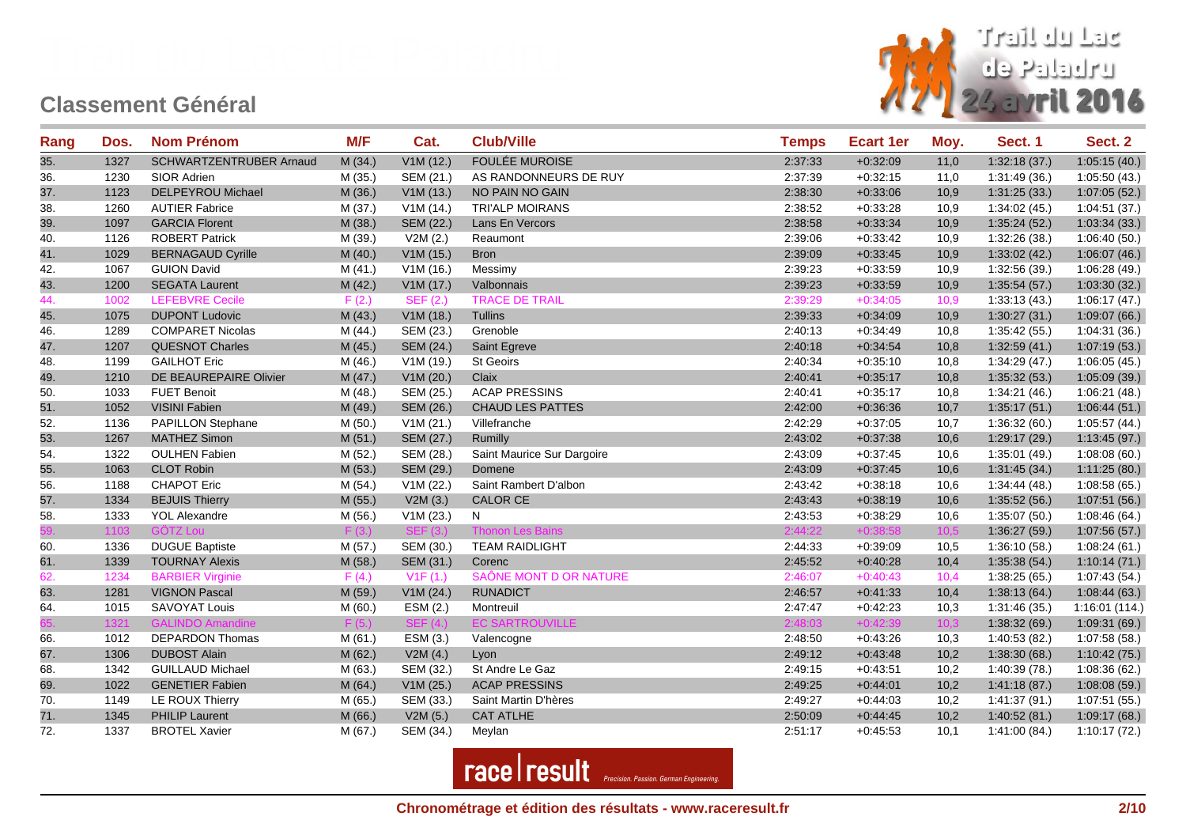## Classement Général

| Rang | Dos. | Nom Prénom | M/F | Cat. | Club/Ville | Temps | Ecart 1er | Moy. | Sect. 1 | Sect. 2 |
|---|---|---|---|---|---|---|---|---|---|---|
| 35. | 1327 | SCHWARTZENTRUBER Arnaud | M (34.) | V1M (12.) | FOULÉE MUROISE | 2:37:33 | +0:32:09 | 11,0 | 1:32:18 (37.) | 1:05:15 (40.) |
| 36. | 1230 | SIOR Adrien | M (35.) | SEM (21.) | AS RANDONNEURS DE RUY | 2:37:39 | +0:32:15 | 11,0 | 1:31:49 (36.) | 1:05:50 (43.) |
| 37. | 1123 | DELPEYROU Michael | M (36.) | V1M (13.) | NO PAIN NO GAIN | 2:38:30 | +0:33:06 | 10,9 | 1:31:25 (33.) | 1:07:05 (52.) |
| 38. | 1260 | AUTIER Fabrice | M (37.) | V1M (14.) | TRI'ALP MOIRANS | 2:38:52 | +0:33:28 | 10,9 | 1:34:02 (45.) | 1:04:51 (37.) |
| 39. | 1097 | GARCIA Florent | M (38.) | SEM (22.) | Lans En Vercors | 2:38:58 | +0:33:34 | 10,9 | 1:35:24 (52.) | 1:03:34 (33.) |
| 40. | 1126 | ROBERT Patrick | M (39.) | V2M (2.) | Reaumont | 2:39:06 | +0:33:42 | 10,9 | 1:32:26 (38.) | 1:06:40 (50.) |
| 41. | 1029 | BERNAGAUD Cyrille | M (40.) | V1M (15.) | Bron | 2:39:09 | +0:33:45 | 10,9 | 1:33:02 (42.) | 1:06:07 (46.) |
| 42. | 1067 | GUION David | M (41.) | V1M (16.) | Messimy | 2:39:23 | +0:33:59 | 10,9 | 1:32:56 (39.) | 1:06:28 (49.) |
| 43. | 1200 | SEGATA Laurent | M (42.) | V1M (17.) | Valbonnais | 2:39:23 | +0:33:59 | 10,9 | 1:35:54 (57.) | 1:03:30 (32.) |
| 44. | 1002 | LEFEBVRE Cecile | F (2.) | SEF (2.) | TRACE DE TRAIL | 2:39:29 | +0:34:05 | 10,9 | 1:33:13 (43.) | 1:06:17 (47.) |
| 45. | 1075 | DUPONT Ludovic | M (43.) | V1M (18.) | Tullins | 2:39:33 | +0:34:09 | 10,9 | 1:30:27 (31.) | 1:09:07 (66.) |
| 46. | 1289 | COMPARET Nicolas | M (44.) | SEM (23.) | Grenoble | 2:40:13 | +0:34:49 | 10,8 | 1:35:42 (55.) | 1:04:31 (36.) |
| 47. | 1207 | QUESNOT Charles | M (45.) | SEM (24.) | Saint Egreve | 2:40:18 | +0:34:54 | 10,8 | 1:32:59 (41.) | 1:07:19 (53.) |
| 48. | 1199 | GAILHOT Eric | M (46.) | V1M (19.) | St Geoirs | 2:40:34 | +0:35:10 | 10,8 | 1:34:29 (47.) | 1:06:05 (45.) |
| 49. | 1210 | DE BEAUREPAIRE Olivier | M (47.) | V1M (20.) | Claix | 2:40:41 | +0:35:17 | 10,8 | 1:35:32 (53.) | 1:05:09 (39.) |
| 50. | 1033 | FUET Benoit | M (48.) | SEM (25.) | ACAP PRESSINS | 2:40:41 | +0:35:17 | 10,8 | 1:34:21 (46.) | 1:06:21 (48.) |
| 51. | 1052 | VISINI Fabien | M (49.) | SEM (26.) | CHAUD LES PATTES | 2:42:00 | +0:36:36 | 10,7 | 1:35:17 (51.) | 1:06:44 (51.) |
| 52. | 1136 | PAPILLON Stephane | M (50.) | V1M (21.) | Villefranche | 2:42:29 | +0:37:05 | 10,7 | 1:36:32 (60.) | 1:05:57 (44.) |
| 53. | 1267 | MATHEZ Simon | M (51.) | SEM (27.) | Rumilly | 2:43:02 | +0:37:38 | 10,6 | 1:29:17 (29.) | 1:13:45 (97.) |
| 54. | 1322 | OULHEN Fabien | M (52.) | SEM (28.) | Saint Maurice Sur Dargoire | 2:43:09 | +0:37:45 | 10,6 | 1:35:01 (49.) | 1:08:08 (60.) |
| 55. | 1063 | CLOT Robin | M (53.) | SEM (29.) | Domene | 2:43:09 | +0:37:45 | 10,6 | 1:31:45 (34.) | 1:11:25 (80.) |
| 56. | 1188 | CHAPOT Eric | M (54.) | V1M (22.) | Saint Rambert D'albon | 2:43:42 | +0:38:18 | 10,6 | 1:34:44 (48.) | 1:08:58 (65.) |
| 57. | 1334 | BEJUIS Thierry | M (55.) | V2M (3.) | CALOR CE | 2:43:43 | +0:38:19 | 10,6 | 1:35:52 (56.) | 1:07:51 (56.) |
| 58. | 1333 | YOL Alexandre | M (56.) | V1M (23.) | N | 2:43:53 | +0:38:29 | 10,6 | 1:35:07 (50.) | 1:08:46 (64.) |
| 59. | 1103 | GÖTZ Lou | F (3.) | SEF (3.) | Thonon Les Bains | 2:44:22 | +0:38:58 | 10,5 | 1:36:27 (59.) | 1:07:56 (57.) |
| 60. | 1336 | DUGUE Baptiste | M (57.) | SEM (30.) | TEAM RAIDLIGHT | 2:44:33 | +0:39:09 | 10,5 | 1:36:10 (58.) | 1:08:24 (61.) |
| 61. | 1339 | TOURNAY Alexis | M (58.) | SEM (31.) | Corenc | 2:45:52 | +0:40:28 | 10,4 | 1:35:38 (54.) | 1:10:14 (71.) |
| 62. | 1234 | BARBIER Virginie | F (4.) | V1F (1.) | SAÔNE MONT D OR NATURE | 2:46:07 | +0:40:43 | 10,4 | 1:38:25 (65.) | 1:07:43 (54.) |
| 63. | 1281 | VIGNON Pascal | M (59.) | V1M (24.) | RUNADICT | 2:46:57 | +0:41:33 | 10,4 | 1:38:13 (64.) | 1:08:44 (63.) |
| 64. | 1015 | SAVOYAT Louis | M (60.) | ESM (2.) | Montreuil | 2:47:47 | +0:42:23 | 10,3 | 1:31:46 (35.) | 1:16:01 (114.) |
| 65. | 1321 | GALINDO Amandine | F (5.) | SEF (4.) | EC SARTROUVILLE | 2:48:03 | +0:42:39 | 10,3 | 1:38:32 (69.) | 1:09:31 (69.) |
| 66. | 1012 | DEPARDON Thomas | M (61.) | ESM (3.) | Valencogne | 2:48:50 | +0:43:26 | 10,3 | 1:40:53 (82.) | 1:07:58 (58.) |
| 67. | 1306 | DUBOST Alain | M (62.) | V2M (4.) | Lyon | 2:49:12 | +0:43:48 | 10,2 | 1:38:30 (68.) | 1:10:42 (75.) |
| 68. | 1342 | GUILLAUD Michael | M (63.) | SEM (32.) | St Andre Le Gaz | 2:49:15 | +0:43:51 | 10,2 | 1:40:39 (78.) | 1:08:36 (62.) |
| 69. | 1022 | GENETIER Fabien | M (64.) | V1M (25.) | ACAP PRESSINS | 2:49:25 | +0:44:01 | 10,2 | 1:41:18 (87.) | 1:08:08 (59.) |
| 70. | 1149 | LE ROUX Thierry | M (65.) | SEM (33.) | Saint Martin D'hères | 2:49:27 | +0:44:03 | 10,2 | 1:41:37 (91.) | 1:07:51 (55.) |
| 71. | 1345 | PHILIP Laurent | M (66.) | V2M (5.) | CAT ATLHE | 2:50:09 | +0:44:45 | 10,2 | 1:40:52 (81.) | 1:09:17 (68.) |
| 72. | 1337 | BROTEL Xavier | M (67.) | SEM (34.) | Meylan | 2:51:17 | +0:45:53 | 10,1 | 1:41:00 (84.) | 1:10:17 (72.) |

Chronométrage et édition des résultats - www.raceresult.fr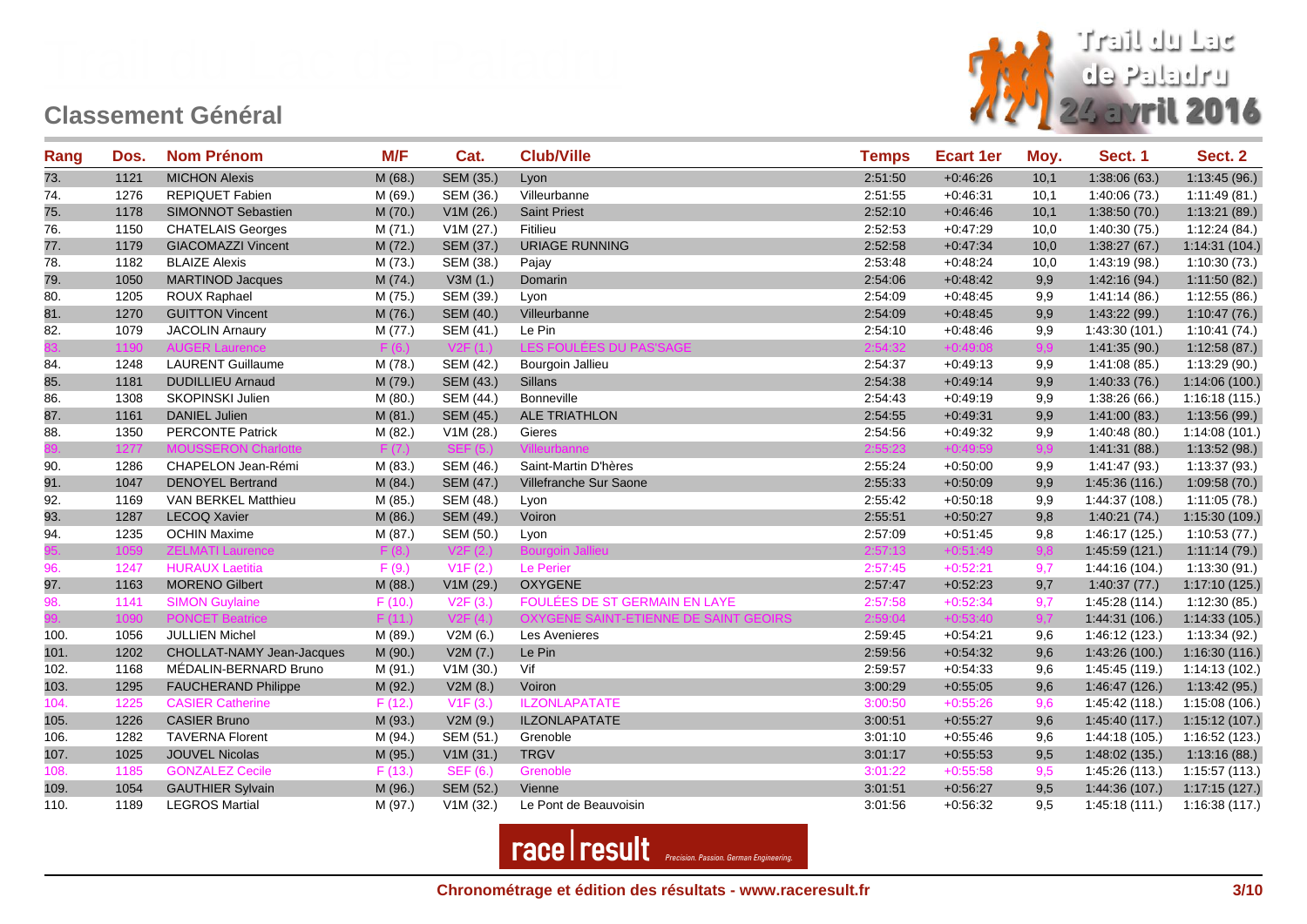## Classement Général

Trail du Lac de Paladru 24 avril 2016

| Rang | Dos. | Nom Prénom | M/F | Cat. | Club/Ville | Temps | Ecart 1er | Moy. | Sect. 1 | Sect. 2 |
|---|---|---|---|---|---|---|---|---|---|---|
| 73. | 1121 | MICHON Alexis | M (68.) | SEM (35.) | Lyon | 2:51:50 | +0:46:26 | 10,1 | 1:38:06 (63.) | 1:13:45 (96.) |
| 74. | 1276 | REPIQUET Fabien | M (69.) | SEM (36.) | Villeurbanne | 2:51:55 | +0:46:31 | 10,1 | 1:40:06 (73.) | 1:11:49 (81.) |
| 75. | 1178 | SIMONNOT Sebastien | M (70.) | V1M (26.) | Saint Priest | 2:52:10 | +0:46:46 | 10,1 | 1:38:50 (70.) | 1:13:21 (89.) |
| 76. | 1150 | CHATELAIS Georges | M (71.) | V1M (27.) | Fitilieu | 2:52:53 | +0:47:29 | 10,0 | 1:40:30 (75.) | 1:12:24 (84.) |
| 77. | 1179 | GIACOMAZZI Vincent | M (72.) | SEM (37.) | URIAGE RUNNING | 2:52:58 | +0:47:34 | 10,0 | 1:38:27 (67.) | 1:14:31 (104.) |
| 78. | 1182 | BLAIZE Alexis | M (73.) | SEM (38.) | Pajay | 2:53:48 | +0:48:24 | 10,0 | 1:43:19 (98.) | 1:10:30 (73.) |
| 79. | 1050 | MARTINOD Jacques | M (74.) | V3M (1.) | Domarin | 2:54:06 | +0:48:42 | 9,9 | 1:42:16 (94.) | 1:11:50 (82.) |
| 80. | 1205 | ROUX Raphael | M (75.) | SEM (39.) | Lyon | 2:54:09 | +0:48:45 | 9,9 | 1:41:14 (86.) | 1:12:55 (86.) |
| 81. | 1270 | GUITTON Vincent | M (76.) | SEM (40.) | Villeurbanne | 2:54:09 | +0:48:45 | 9,9 | 1:43:22 (99.) | 1:10:47 (76.) |
| 82. | 1079 | JACOLIN Arnaury | M (77.) | SEM (41.) | Le Pin | 2:54:10 | +0:48:46 | 9,9 | 1:43:30 (101.) | 1:10:41 (74.) |
| 83. | 1190 | AUGER Laurence | F (6.) | V2F (1.) | LES FOULÉES DU PAS'SAGE | 2:54:32 | +0:49:08 | 9,9 | 1:41:35 (90.) | 1:12:58 (87.) |
| 84. | 1248 | LAURENT Guillaume | M (78.) | SEM (42.) | Bourgoin Jallieu | 2:54:37 | +0:49:13 | 9,9 | 1:41:08 (85.) | 1:13:29 (90.) |
| 85. | 1181 | DUDILLIEU Arnaud | M (79.) | SEM (43.) | Sillans | 2:54:38 | +0:49:14 | 9,9 | 1:40:33 (76.) | 1:14:06 (100.) |
| 86. | 1308 | SKOPINSKI Julien | M (80.) | SEM (44.) | Bonneville | 2:54:43 | +0:49:19 | 9,9 | 1:38:26 (66.) | 1:16:18 (115.) |
| 87. | 1161 | DANIEL Julien | M (81.) | SEM (45.) | ALE TRIATHLON | 2:54:55 | +0:49:31 | 9,9 | 1:41:00 (83.) | 1:13:56 (99.) |
| 88. | 1350 | PERCONTE Patrick | M (82.) | V1M (28.) | Gieres | 2:54:56 | +0:49:32 | 9,9 | 1:40:48 (80.) | 1:14:08 (101.) |
| 89. | 1277 | MOUSSERON Charlotte | F (7.) | SEF (5.) | Villeurbanne | 2:55:23 | +0:49:59 | 9,9 | 1:41:31 (88.) | 1:13:52 (98.) |
| 90. | 1286 | CHAPELON Jean-Rémi | M (83.) | SEM (46.) | Saint-Martin D'hères | 2:55:24 | +0:50:00 | 9,9 | 1:41:47 (93.) | 1:13:37 (93.) |
| 91. | 1047 | DENOYEL Bertrand | M (84.) | SEM (47.) | Villefranche Sur Saone | 2:55:33 | +0:50:09 | 9,9 | 1:45:36 (116.) | 1:09:58 (70.) |
| 92. | 1169 | VAN BERKEL Matthieu | M (85.) | SEM (48.) | Lyon | 2:55:42 | +0:50:18 | 9,9 | 1:44:37 (108.) | 1:11:05 (78.) |
| 93. | 1287 | LECOQ Xavier | M (86.) | SEM (49.) | Voiron | 2:55:51 | +0:50:27 | 9,8 | 1:40:21 (74.) | 1:15:30 (109.) |
| 94. | 1235 | OCHIN Maxime | M (87.) | SEM (50.) | Lyon | 2:57:09 | +0:51:45 | 9,8 | 1:46:17 (125.) | 1:10:53 (77.) |
| 95. | 1059 | ZELMATI Laurence | F (8.) | V2F (2.) | Bourgoin Jallieu | 2:57:13 | +0:51:49 | 9,8 | 1:45:59 (121.) | 1:11:14 (79.) |
| 96. | 1247 | HURAUX Laetitia | F (9.) | V1F (2.) | Le Perier | 2:57:45 | +0:52:21 | 9,7 | 1:44:16 (104.) | 1:13:30 (91.) |
| 97. | 1163 | MORENO Gilbert | M (88.) | V1M (29.) | OXYGENE | 2:57:47 | +0:52:23 | 9,7 | 1:40:37 (77.) | 1:17:10 (125.) |
| 98. | 1141 | SIMON Guylaine | F (10.) | V2F (3.) | FOULÉES DE ST GERMAIN EN LAYE | 2:57:58 | +0:52:34 | 9,7 | 1:45:28 (114.) | 1:12:30 (85.) |
| 99. | 1090 | PONCET Beatrice | F (11.) | V2F (4.) | OXYGENE SAINT-ETIENNE DE SAINT GEOIRS | 2:59:04 | +0:53:40 | 9,7 | 1:44:31 (106.) | 1:14:33 (105.) |
| 100. | 1056 | JULLIEN Michel | M (89.) | V2M (6.) | Les Avenieres | 2:59:45 | +0:54:21 | 9,6 | 1:46:12 (123.) | 1:13:34 (92.) |
| 101. | 1202 | CHOLLAT-NAMY Jean-Jacques | M (90.) | V2M (7.) | Le Pin | 2:59:56 | +0:54:32 | 9,6 | 1:43:26 (100.) | 1:16:30 (116.) |
| 102. | 1168 | MÉDALIN-BERNARD Bruno | M (91.) | V1M (30.) | Vif | 2:59:57 | +0:54:33 | 9,6 | 1:45:45 (119.) | 1:14:13 (102.) |
| 103. | 1295 | FAUCHERAND Philippe | M (92.) | V2M (8.) | Voiron | 3:00:29 | +0:55:05 | 9,6 | 1:46:47 (126.) | 1:13:42 (95.) |
| 104. | 1225 | CASIER Catherine | F (12.) | V1F (3.) | ILZONLAPATATE | 3:00:50 | +0:55:26 | 9,6 | 1:45:42 (118.) | 1:15:08 (106.) |
| 105. | 1226 | CASIER Bruno | M (93.) | V2M (9.) | ILZONLAPATATE | 3:00:51 | +0:55:27 | 9,6 | 1:45:40 (117.) | 1:15:12 (107.) |
| 106. | 1282 | TAVERNA Florent | M (94.) | SEM (51.) | Grenoble | 3:01:10 | +0:55:46 | 9,6 | 1:44:18 (105.) | 1:16:52 (123.) |
| 107. | 1025 | JOUVEL Nicolas | M (95.) | V1M (31.) | TRGV | 3:01:17 | +0:55:53 | 9,5 | 1:48:02 (135.) | 1:13:16 (88.) |
| 108. | 1185 | GONZALEZ Cecile | F (13.) | SEF (6.) | Grenoble | 3:01:22 | +0:55:58 | 9,5 | 1:45:26 (113.) | 1:15:57 (113.) |
| 109. | 1054 | GAUTHIER Sylvain | M (96.) | SEM (52.) | Vienne | 3:01:51 | +0:56:27 | 9,5 | 1:44:36 (107.) | 1:17:15 (127.) |
| 110. | 1189 | LEGROS Martial | M (97.) | V1M (32.) | Le Pont de Beauvoisin | 3:01:56 | +0:56:32 | 9,5 | 1:45:18 (111.) | 1:16:38 (117.) |

race result Precision. Passion. German Engineering.

**Chronométrage et édition des résultats - www.raceresult.fr**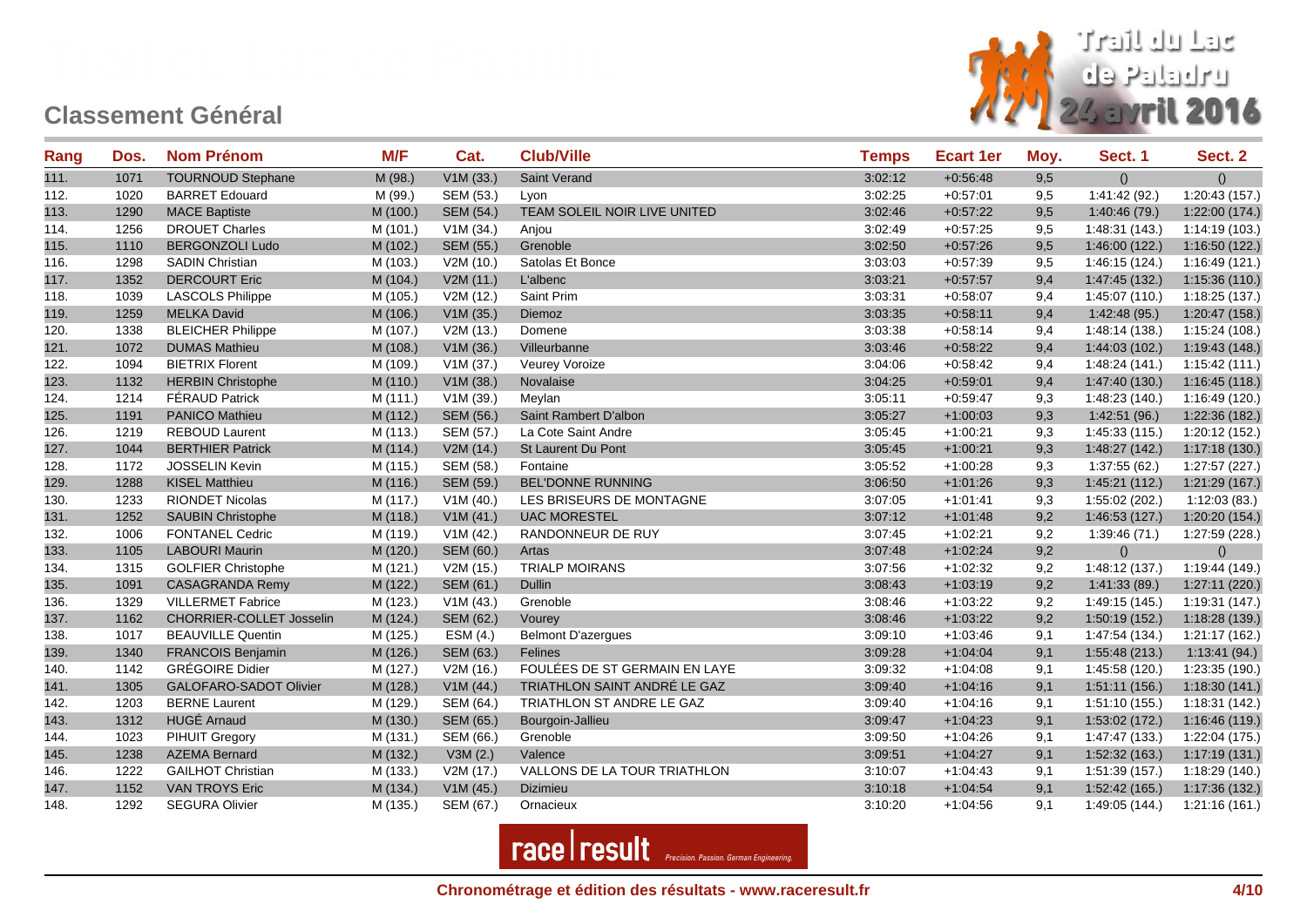## Classement Général

Trail du Lac de Paladru 24 avril 2016

| Rang | Dos. | Nom Prénom | M/F | Cat. | Club/Ville | Temps | Ecart 1er | Moy. | Sect. 1 | Sect. 2 |
|---|---|---|---|---|---|---|---|---|---|---|
| 111. | 1071 | TOURNOUD Stephane | M (98.) | V1M (33.) | Saint Verand | 3:02:12 | +0:56:48 | 9,5 | () | () |
| 112. | 1020 | BARRET Edouard | M (99.) | SEM (53.) | Lyon | 3:02:25 | +0:57:01 | 9,5 | 1:41:42 (92.) | 1:20:43 (157.) |
| 113. | 1290 | MACE Baptiste | M (100.) | SEM (54.) | TEAM SOLEIL NOIR LIVE UNITED | 3:02:46 | +0:57:22 | 9,5 | 1:40:46 (79.) | 1:22:00 (174.) |
| 114. | 1256 | DROUET Charles | M (101.) | V1M (34.) | Anjou | 3:02:49 | +0:57:25 | 9,5 | 1:48:31 (143.) | 1:14:19 (103.) |
| 115. | 1110 | BERGONZOLI Ludo | M (102.) | SEM (55.) | Grenoble | 3:02:50 | +0:57:26 | 9,5 | 1:46:00 (122.) | 1:16:50 (122.) |
| 116. | 1298 | SADIN Christian | M (103.) | V2M (10.) | Satolas Et Bonce | 3:03:03 | +0:57:39 | 9,5 | 1:46:15 (124.) | 1:16:49 (121.) |
| 117. | 1352 | DERCOURT Eric | M (104.) | V2M (11.) | L'albenc | 3:03:21 | +0:57:57 | 9,4 | 1:47:45 (132.) | 1:15:36 (110.) |
| 118. | 1039 | LASCOLS Philippe | M (105.) | V2M (12.) | Saint Prim | 3:03:31 | +0:58:07 | 9,4 | 1:45:07 (110.) | 1:18:25 (137.) |
| 119. | 1259 | MELKA David | M (106.) | V1M (35.) | Diemoz | 3:03:35 | +0:58:11 | 9,4 | 1:42:48 (95.) | 1:20:47 (158.) |
| 120. | 1338 | BLEICHER Philippe | M (107.) | V2M (13.) | Domene | 3:03:38 | +0:58:14 | 9,4 | 1:48:14 (138.) | 1:15:24 (108.) |
| 121. | 1072 | DUMAS Mathieu | M (108.) | V1M (36.) | Villeurbanne | 3:03:46 | +0:58:22 | 9,4 | 1:44:03 (102.) | 1:19:43 (148.) |
| 122. | 1094 | BIETRIX Florent | M (109.) | V1M (37.) | Veurey Voroize | 3:04:06 | +0:58:42 | 9,4 | 1:48:24 (141.) | 1:15:42 (111.) |
| 123. | 1132 | HERBIN Christophe | M (110.) | V1M (38.) | Novalaise | 3:04:25 | +0:59:01 | 9,4 | 1:47:40 (130.) | 1:16:45 (118.) |
| 124. | 1214 | FÉRAUD Patrick | M (111.) | V1M (39.) | Meylan | 3:05:11 | +0:59:47 | 9,3 | 1:48:23 (140.) | 1:16:49 (120.) |
| 125. | 1191 | PANICO Mathieu | M (112.) | SEM (56.) | Saint Rambert D'albon | 3:05:27 | +1:00:03 | 9,3 | 1:42:51 (96.) | 1:22:36 (182.) |
| 126. | 1219 | REBOUD Laurent | M (113.) | SEM (57.) | La Cote Saint Andre | 3:05:45 | +1:00:21 | 9,3 | 1:45:33 (115.) | 1:20:12 (152.) |
| 127. | 1044 | BERTHIER Patrick | M (114.) | V2M (14.) | St Laurent Du Pont | 3:05:45 | +1:00:21 | 9,3 | 1:48:27 (142.) | 1:17:18 (130.) |
| 128. | 1172 | JOSSELIN Kevin | M (115.) | SEM (58.) | Fontaine | 3:05:52 | +1:00:28 | 9,3 | 1:37:55 (62.) | 1:27:57 (227.) |
| 129. | 1288 | KISEL Matthieu | M (116.) | SEM (59.) | BEL'DONNE RUNNING | 3:06:50 | +1:01:26 | 9,3 | 1:45:21 (112.) | 1:21:29 (167.) |
| 130. | 1233 | RIONDET Nicolas | M (117.) | V1M (40.) | LES BRISEURS DE MONTAGNE | 3:07:05 | +1:01:41 | 9,3 | 1:55:02 (202.) | 1:12:03 (83.) |
| 131. | 1252 | SAUBIN Christophe | M (118.) | V1M (41.) | UAC MORESTEL | 3:07:12 | +1:01:48 | 9,2 | 1:46:53 (127.) | 1:20:20 (154.) |
| 132. | 1006 | FONTANEL Cedric | M (119.) | V1M (42.) | RANDONNEUR DE RUY | 3:07:45 | +1:02:21 | 9,2 | 1:39:46 (71.) | 1:27:59 (228.) |
| 133. | 1105 | LABOURI Maurin | M (120.) | SEM (60.) | Artas | 3:07:48 | +1:02:24 | 9,2 | () | () |
| 134. | 1315 | GOLFIER Christophe | M (121.) | V2M (15.) | TRIALP MOIRANS | 3:07:56 | +1:02:32 | 9,2 | 1:48:12 (137.) | 1:19:44 (149.) |
| 135. | 1091 | CASAGRANDA Remy | M (122.) | SEM (61.) | Dullin | 3:08:43 | +1:03:19 | 9,2 | 1:41:33 (89.) | 1:27:11 (220.) |
| 136. | 1329 | VILLERMET Fabrice | M (123.) | V1M (43.) | Grenoble | 3:08:46 | +1:03:22 | 9,2 | 1:49:15 (145.) | 1:19:31 (147.) |
| 137. | 1162 | CHORRIER-COLLET Josselin | M (124.) | SEM (62.) | Vourey | 3:08:46 | +1:03:22 | 9,2 | 1:50:19 (152.) | 1:18:28 (139.) |
| 138. | 1017 | BEAUVILLE Quentin | M (125.) | ESM (4.) | Belmont D'azergues | 3:09:10 | +1:03:46 | 9,1 | 1:47:54 (134.) | 1:21:17 (162.) |
| 139. | 1340 | FRANCOIS Benjamin | M (126.) | SEM (63.) | Felines | 3:09:28 | +1:04:04 | 9,1 | 1:55:48 (213.) | 1:13:41 (94.) |
| 140. | 1142 | GRÉGOIRE Didier | M (127.) | V2M (16.) | FOULÉES DE ST GERMAIN EN LAYE | 3:09:32 | +1:04:08 | 9,1 | 1:45:58 (120.) | 1:23:35 (190.) |
| 141. | 1305 | GALOFARO-SADOT Olivier | M (128.) | V1M (44.) | TRIATHLON SAINT ANDRÉ LE GAZ | 3:09:40 | +1:04:16 | 9,1 | 1:51:11 (156.) | 1:18:30 (141.) |
| 142. | 1203 | BERNE Laurent | M (129.) | SEM (64.) | TRIATHLON ST ANDRE LE GAZ | 3:09:40 | +1:04:16 | 9,1 | 1:51:10 (155.) | 1:18:31 (142.) |
| 143. | 1312 | HUGÉ Arnaud | M (130.) | SEM (65.) | Bourgoin-Jallieu | 3:09:47 | +1:04:23 | 9,1 | 1:53:02 (172.) | 1:16:46 (119.) |
| 144. | 1023 | PIHUIT Gregory | M (131.) | SEM (66.) | Grenoble | 3:09:50 | +1:04:26 | 9,1 | 1:47:47 (133.) | 1:22:04 (175.) |
| 145. | 1238 | AZEMA Bernard | M (132.) | V3M (2.) | Valence | 3:09:51 | +1:04:27 | 9,1 | 1:52:32 (163.) | 1:17:19 (131.) |
| 146. | 1222 | GAILHOT Christian | M (133.) | V2M (17.) | VALLONS DE LA TOUR TRIATHLON | 3:10:07 | +1:04:43 | 9,1 | 1:51:39 (157.) | 1:18:29 (140.) |
| 147. | 1152 | VAN TROYS Eric | M (134.) | V1M (45.) | Dizimieu | 3:10:18 | +1:04:54 | 9,1 | 1:52:42 (165.) | 1:17:36 (132.) |
| 148. | 1292 | SEGURA Olivier | M (135.) | SEM (67.) | Ornacieux | 3:10:20 | +1:04:56 | 9,1 | 1:49:05 (144.) | 1:21:16 (161.) |

race result Precision. Passion. German Engineering.

Chronométrage et édition des résultats - www.raceresult.fr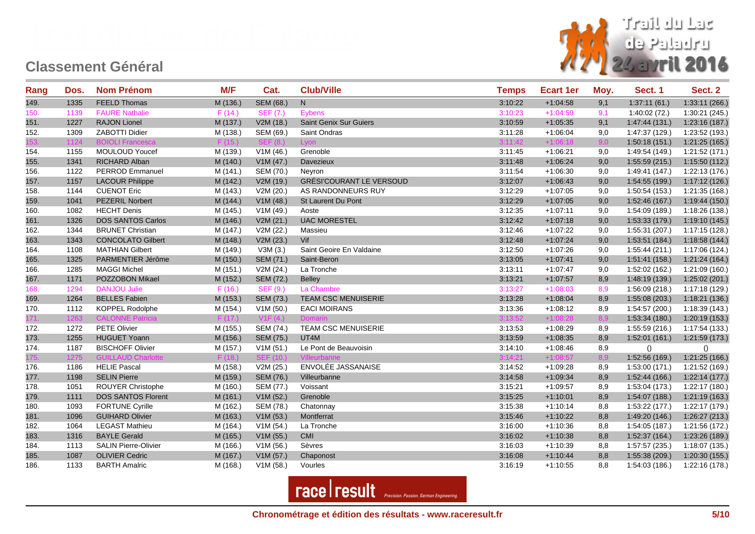## Classement Général

Trail du Lac de Paladru 24 avril 2016

| Rang | Dos. | Nom Prénom | M/F | Cat. | Club/Ville | Temps | Ecart 1er | Moy. | Sect. 1 | Sect. 2 |
|---|---|---|---|---|---|---|---|---|---|---|
| 149. | 1335 | FEELD Thomas | M (136.) | SEM (68.) | N | 3:10:22 | +1:04:58 | 9,1 | 1:37:11 (61.) | 1:33:11 (266.) |
| 150. | 1139 | FAURE Nathalie | F (14.) | SEF (7.) | Eybens | 3:10:23 | +1:04:59 | 9,1 | 1:40:02 (72.) | 1:30:21 (245.) |
| 151. | 1227 | RAJON Lionel | M (137.) | V2M (18.) | Saint Genix Sur Guiers | 3:10:59 | +1:05:35 | 9,1 | 1:47:44 (131.) | 1:23:16 (187.) |
| 152. | 1309 | ZABOTTI Didier | M (138.) | SEM (69.) | Saint Ondras | 3:11:28 | +1:06:04 | 9,0 | 1:47:37 (129.) | 1:23:52 (193.) |
| 153. | 1124 | BOIOLI Francesca | F (15.) | SEF (8.) | Lyon | 3:11:42 | +1:06:18 | 9,0 | 1:50:18 (151.) | 1:21:25 (165.) |
| 154. | 1155 | MOULOUD Youcef | M (139.) | V1M (46.) | Grenoble | 3:11:45 | +1:06:21 | 9,0 | 1:49:54 (149.) | 1:21:52 (171.) |
| 155. | 1341 | RICHARD Alban | M (140.) | V1M (47.) | Davezieux | 3:11:48 | +1:06:24 | 9,0 | 1:55:59 (215.) | 1:15:50 (112.) |
| 156. | 1122 | PERROD Emmanuel | M (141.) | SEM (70.) | Neyron | 3:11:54 | +1:06:30 | 9,0 | 1:49:41 (147.) | 1:22:13 (176.) |
| 157. | 1157 | LACOUR Philippe | M (142.) | V2M (19.) | GRÉSI'COURANT LE VERSOUD | 3:12:07 | +1:06:43 | 9,0 | 1:54:55 (199.) | 1:17:12 (126.) |
| 158. | 1144 | CUENOT Eric | M (143.) | V2M (20.) | AS RANDONNEURS RUY | 3:12:29 | +1:07:05 | 9,0 | 1:50:54 (153.) | 1:21:35 (168.) |
| 159. | 1041 | PEZERIL Norbert | M (144.) | V1M (48.) | St Laurent Du Pont | 3:12:29 | +1:07:05 | 9,0 | 1:52:46 (167.) | 1:19:44 (150.) |
| 160. | 1082 | HECHT Denis | M (145.) | V1M (49.) | Aoste | 3:12:35 | +1:07:11 | 9,0 | 1:54:09 (189.) | 1:18:26 (138.) |
| 161. | 1326 | DOS SANTOS Carlos | M (146.) | V2M (21.) | UAC MORESTEL | 3:12:42 | +1:07:18 | 9,0 | 1:53:33 (179.) | 1:19:10 (145.) |
| 162. | 1344 | BRUNET Christian | M (147.) | V2M (22.) | Massieu | 3:12:46 | +1:07:22 | 9,0 | 1:55:31 (207.) | 1:17:15 (128.) |
| 163. | 1343 | CONCOLATO Gilbert | M (148.) | V2M (23.) | Vif | 3:12:48 | +1:07:24 | 9,0 | 1:53:51 (184.) | 1:18:58 (144.) |
| 164. | 1108 | MATHIAN Gilbert | M (149.) | V3M (3.) | Saint Geoire En Valdaine | 3:12:50 | +1:07:26 | 9,0 | 1:55:44 (211.) | 1:17:06 (124.) |
| 165. | 1325 | PARMENTIER Jérôme | M (150.) | SEM (71.) | Saint-Beron | 3:13:05 | +1:07:41 | 9,0 | 1:51:41 (158.) | 1:21:24 (164.) |
| 166. | 1285 | MAGGI Michel | M (151.) | V2M (24.) | La Tronche | 3:13:11 | +1:07:47 | 9,0 | 1:52:02 (162.) | 1:21:09 (160.) |
| 167. | 1171 | POZZOBON Mikael | M (152.) | SEM (72.) | Belley | 3:13:21 | +1:07:57 | 8,9 | 1:48:19 (139.) | 1:25:02 (201.) |
| 168. | 1294 | DANJOU Julie | F (16.) | SEF (9.) | La Chambre | 3:13:27 | +1:08:03 | 8,9 | 1:56:09 (218.) | 1:17:18 (129.) |
| 169. | 1264 | BELLES Fabien | M (153.) | SEM (73.) | TEAM CSC MENUISERIE | 3:13:28 | +1:08:04 | 8,9 | 1:55:08 (203.) | 1:18:21 (136.) |
| 170. | 1112 | KOPPEL Rodolphe | M (154.) | V1M (50.) | EACI MOIRANS | 3:13:36 | +1:08:12 | 8,9 | 1:54:57 (200.) | 1:18:39 (143.) |
| 171. | 1263 | CALONNE Patricia | F (17.) | V1F (4.) | Domarin | 3:13:52 | +1:08:28 | 8,9 | 1:53:34 (180.) | 1:20:19 (153.) |
| 172. | 1272 | PETE Olivier | M (155.) | SEM (74.) | TEAM CSC MENUISERIE | 3:13:53 | +1:08:29 | 8,9 | 1:55:59 (216.) | 1:17:54 (133.) |
| 173. | 1255 | HUGUET Yoann | M (156.) | SEM (75.) | UT4M | 3:13:59 | +1:08:35 | 8,9 | 1:52:01 (161.) | 1:21:59 (173.) |
| 174. | 1187 | BISCHOFF Olivier | M (157.) | V1M (51.) | Le Pont de Beauvoisin | 3:14:10 | +1:08:46 | 8,9 | () | () |
| 175. | 1275 | GUILLAUD Charlotte | F (18.) | SEF (10.) | Villeurbanne | 3:14:21 | +1:08:57 | 8,9 | 1:52:56 (169.) | 1:21:25 (166.) |
| 176. | 1186 | HELIE Pascal | M (158.) | V2M (25.) | ENVOLÉE JASSANAISE | 3:14:52 | +1:09:28 | 8,9 | 1:53:00 (171.) | 1:21:52 (169.) |
| 177. | 1198 | SELIN Pierre | M (159.) | SEM (76.) | Villeurbanne | 3:14:58 | +1:09:34 | 8,9 | 1:52:44 (166.) | 1:22:14 (177.) |
| 178. | 1051 | ROUYER Christophe | M (160.) | SEM (77.) | Voissant | 3:15:21 | +1:09:57 | 8,9 | 1:53:04 (173.) | 1:22:17 (180.) |
| 179. | 1111 | DOS SANTOS Florent | M (161.) | V1M (52.) | Grenoble | 3:15:25 | +1:10:01 | 8,9 | 1:54:07 (188.) | 1:21:19 (163.) |
| 180. | 1093 | FORTUNE Cyrille | M (162.) | SEM (78.) | Chatonnay | 3:15:38 | +1:10:14 | 8,8 | 1:53:22 (177.) | 1:22:17 (179.) |
| 181. | 1096 | GUIHARD Olivier | M (163.) | V1M (53.) | Montferrat | 3:15:46 | +1:10:22 | 8,8 | 1:49:20 (146.) | 1:26:27 (213.) |
| 182. | 1064 | LEGAST Mathieu | M (164.) | V1M (54.) | La Tronche | 3:16:00 | +1:10:36 | 8,8 | 1:54:05 (187.) | 1:21:56 (172.) |
| 183. | 1316 | BAYLE Gerald | M (165.) | V1M (55.) | CMI | 3:16:02 | +1:10:38 | 8,8 | 1:52:37 (164.) | 1:23:26 (189.) |
| 184. | 1113 | SALIN Pierre-Olivier | M (166.) | V1M (56.) | Sèvres | 3:16:03 | +1:10:39 | 8,8 | 1:57:57 (235.) | 1:18:07 (135.) |
| 185. | 1087 | OLIVIER Cedric | M (167.) | V1M (57.) | Chaponost | 3:16:08 | +1:10:44 | 8,8 | 1:55:38 (209.) | 1:20:30 (155.) |
| 186. | 1133 | BARTH Amalric | M (168.) | V1M (58.) | Vourles | 3:16:19 | +1:10:55 | 8,8 | 1:54:03 (186.) | 1:22:16 (178.) |

Chronométrage et édition des résultats - www.raceresult.fr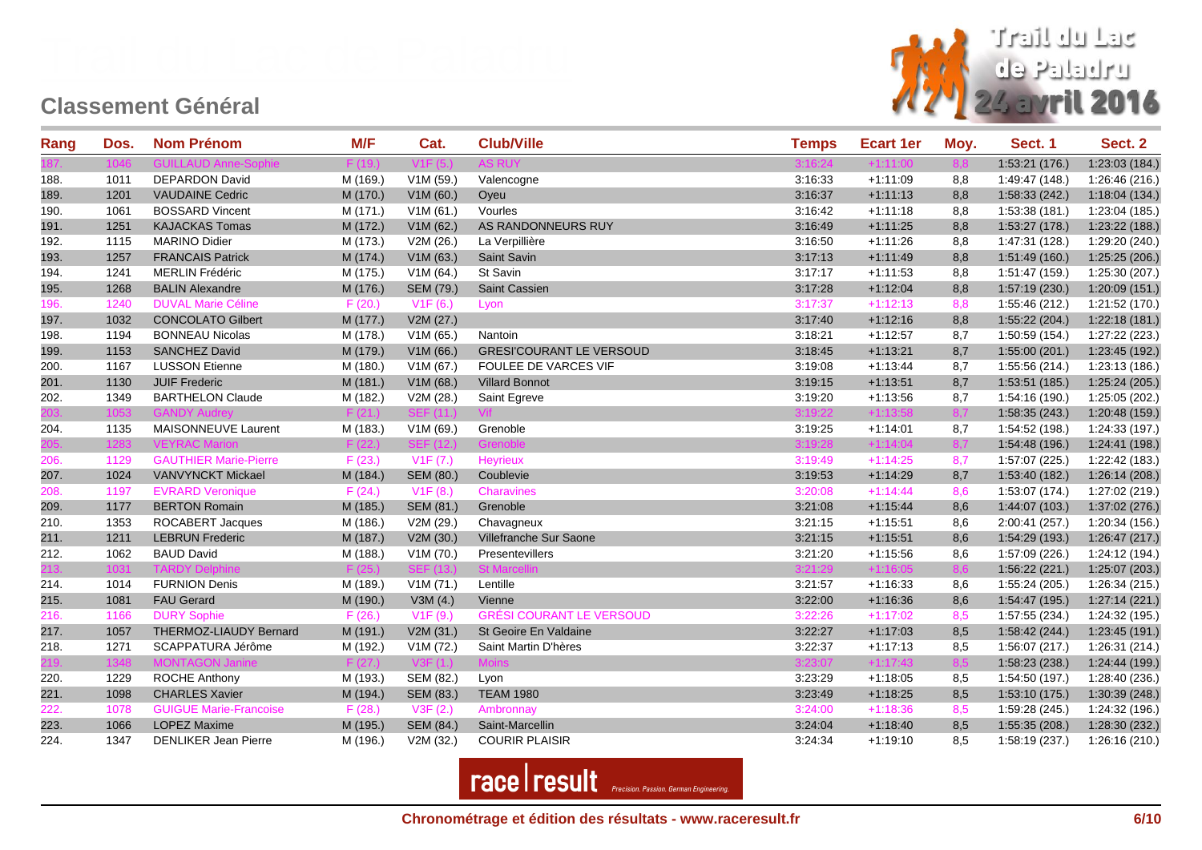## Classement Général

| Rang | Dos. | Nom Prénom | M/F | Cat. | Club/Ville | Temps | Ecart 1er | Moy. | Sect. 1 | Sect. 2 |
|---|---|---|---|---|---|---|---|---|---|---|
| 187. | 1046 | GUILLAUD Anne-Sophie | F (19.) | V1F (5.) | AS RUY | 3:16:24 | +1:11:00 | 8,8 | 1:53:21 (176.) | 1:23:03 (184.) |
| 188. | 1011 | DEPARDON David | M (169.) | V1M (59.) | Valencogne | 3:16:33 | +1:11:09 | 8,8 | 1:49:47 (148.) | 1:26:46 (216.) |
| 189. | 1201 | VAUDAINE Cedric | M (170.) | V1M (60.) | Oyeu | 3:16:37 | +1:11:13 | 8,8 | 1:58:33 (242.) | 1:18:04 (134.) |
| 190. | 1061 | BOSSARD Vincent | M (171.) | V1M (61.) | Vourles | 3:16:42 | +1:11:18 | 8,8 | 1:53:38 (181.) | 1:23:04 (185.) |
| 191. | 1251 | KAJACKAS Tomas | M (172.) | V1M (62.) | AS RANDONNEURS RUY | 3:16:49 | +1:11:25 | 8,8 | 1:53:27 (178.) | 1:23:22 (188.) |
| 192. | 1115 | MARINO Didier | M (173.) | V2M (26.) | La Verpillière | 3:16:50 | +1:11:26 | 8,8 | 1:47:31 (128.) | 1:29:20 (240.) |
| 193. | 1257 | FRANCAIS Patrick | M (174.) | V1M (63.) | Saint Savin | 3:17:13 | +1:11:49 | 8,8 | 1:51:49 (160.) | 1:25:25 (206.) |
| 194. | 1241 | MERLIN Frédéric | M (175.) | V1M (64.) | St Savin | 3:17:17 | +1:11:53 | 8,8 | 1:51:47 (159.) | 1:25:30 (207.) |
| 195. | 1268 | BALIN Alexandre | M (176.) | SEM (79.) | Saint Cassien | 3:17:28 | +1:12:04 | 8,8 | 1:57:19 (230.) | 1:20:09 (151.) |
| 196. | 1240 | DUVAL Marie Céline | F (20.) | V1F (6.) | Lyon | 3:17:37 | +1:12:13 | 8,8 | 1:55:46 (212.) | 1:21:52 (170.) |
| 197. | 1032 | CONCOLATO Gilbert | M (177.) | V2M (27.) | | 3:17:40 | +1:12:16 | 8,8 | 1:55:22 (204.) | 1:22:18 (181.) |
| 198. | 1194 | BONNEAU Nicolas | M (178.) | V1M (65.) | Nantoin | 3:18:21 | +1:12:57 | 8,7 | 1:50:59 (154.) | 1:27:22 (223.) |
| 199. | 1153 | SANCHEZ David | M (179.) | V1M (66.) | GRESI'COURANT LE VERSOUD | 3:18:45 | +1:13:21 | 8,7 | 1:55:00 (201.) | 1:23:45 (192.) |
| 200. | 1167 | LUSSON Etienne | M (180.) | V1M (67.) | FOULEE DE VARCES VIF | 3:19:08 | +1:13:44 | 8,7 | 1:55:56 (214.) | 1:23:13 (186.) |
| 201. | 1130 | JUIF Frederic | M (181.) | V1M (68.) | Villard Bonnot | 3:19:15 | +1:13:51 | 8,7 | 1:53:51 (185.) | 1:25:24 (205.) |
| 202. | 1349 | BARTHELON Claude | M (182.) | V2M (28.) | Saint Egreve | 3:19:20 | +1:13:56 | 8,7 | 1:54:16 (190.) | 1:25:05 (202.) |
| 203. | 1053 | GANDY Audrey | F (21.) | SEF (11.) | Vif | 3:19:22 | +1:13:58 | 8,7 | 1:58:35 (243.) | 1:20:48 (159.) |
| 204. | 1135 | MAISONNEUVE Laurent | M (183.) | V1M (69.) | Grenoble | 3:19:25 | +1:14:01 | 8,7 | 1:54:52 (198.) | 1:24:33 (197.) |
| 205. | 1283 | VEYRAC Marion | F (22.) | SEF (12.) | Grenoble | 3:19:28 | +1:14:04 | 8,7 | 1:54:48 (196.) | 1:24:41 (198.) |
| 206. | 1129 | GAUTHIER Marie-Pierre | F (23.) | V1F (7.) | Heyrieux | 3:19:49 | +1:14:25 | 8,7 | 1:57:07 (225.) | 1:22:42 (183.) |
| 207. | 1024 | VANVYNCKT Mickael | M (184.) | SEM (80.) | Coublevie | 3:19:53 | +1:14:29 | 8,7 | 1:53:40 (182.) | 1:26:14 (208.) |
| 208. | 1197 | EVRARD Veronique | F (24.) | V1F (8.) | Charavines | 3:20:08 | +1:14:44 | 8,6 | 1:53:07 (174.) | 1:27:02 (219.) |
| 209. | 1177 | BERTON Romain | M (185.) | SEM (81.) | Grenoble | 3:21:08 | +1:15:44 | 8,6 | 1:44:07 (103.) | 1:37:02 (276.) |
| 210. | 1353 | ROCABERT Jacques | M (186.) | V2M (29.) | Chavagneux | 3:21:15 | +1:15:51 | 8,6 | 2:00:41 (257.) | 1:20:34 (156.) |
| 211. | 1211 | LEBRUN Frederic | M (187.) | V2M (30.) | Villefranche Sur Saone | 3:21:15 | +1:15:51 | 8,6 | 1:54:29 (193.) | 1:26:47 (217.) |
| 212. | 1062 | BAUD David | M (188.) | V1M (70.) | Presentevillers | 3:21:20 | +1:15:56 | 8,6 | 1:57:09 (226.) | 1:24:12 (194.) |
| 213. | 1031 | TARDY Delphine | F (25.) | SEF (13.) | St Marcellin | 3:21:29 | +1:16:05 | 8,6 | 1:56:22 (221.) | 1:25:07 (203.) |
| 214. | 1014 | FURNION Denis | M (189.) | V1M (71.) | Lentille | 3:21:57 | +1:16:33 | 8,6 | 1:55:24 (205.) | 1:26:34 (215.) |
| 215. | 1081 | FAU Gerard | M (190.) | V3M (4.) | Vienne | 3:22:00 | +1:16:36 | 8,6 | 1:54:47 (195.) | 1:27:14 (221.) |
| 216. | 1166 | DURY Sophie | F (26.) | V1F (9.) | GRÉSI COURANT LE VERSOUD | 3:22:26 | +1:17:02 | 8,5 | 1:57:55 (234.) | 1:24:32 (195.) |
| 217. | 1057 | THERMOZ-LIAUDY Bernard | M (191.) | V2M (31.) | St Geoire En Valdaine | 3:22:27 | +1:17:03 | 8,5 | 1:58:42 (244.) | 1:23:45 (191.) |
| 218. | 1271 | SCAPPATURA Jérôme | M (192.) | V1M (72.) | Saint Martin D'hères | 3:22:37 | +1:17:13 | 8,5 | 1:56:07 (217.) | 1:26:31 (214.) |
| 219. | 1348 | MONTAGON Janine | F (27.) | V3F (1.) | Moins | 3:23:07 | +1:17:43 | 8,5 | 1:58:23 (238.) | 1:24:44 (199.) |
| 220. | 1229 | ROCHE Anthony | M (193.) | SEM (82.) | Lyon | 3:23:29 | +1:18:05 | 8,5 | 1:54:50 (197.) | 1:28:40 (236.) |
| 221. | 1098 | CHARLES Xavier | M (194.) | SEM (83.) | TEAM 1980 | 3:23:49 | +1:18:25 | 8,5 | 1:53:10 (175.) | 1:30:39 (248.) |
| 222. | 1078 | GUIGUE Marie-Francoise | F (28.) | V3F (2.) | Ambronnay | 3:24:00 | +1:18:36 | 8,5 | 1:59:28 (245.) | 1:24:32 (196.) |
| 223. | 1066 | LOPEZ Maxime | M (195.) | SEM (84.) | Saint-Marcellin | 3:24:04 | +1:18:40 | 8,5 | 1:55:35 (208.) | 1:28:30 (232.) |
| 224. | 1347 | DENLIKER Jean Pierre | M (196.) | V2M (32.) | COURIR PLAISIR | 3:24:34 | +1:19:10 | 8,5 | 1:58:19 (237.) | 1:26:16 (210.) |

Chronométrage et édition des résultats - www.raceresult.fr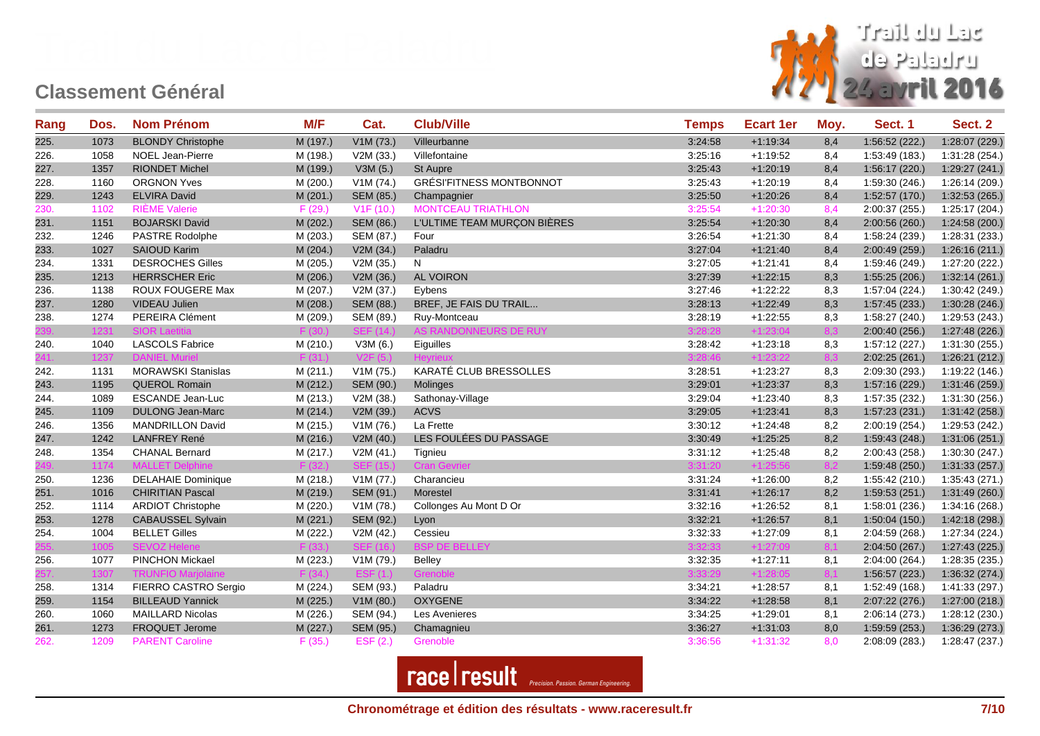## Classement Général

Trail du Lac de Paladru 24 avril 2016

| Rang | Dos. | Nom Prénom | M/F | Cat. | Club/Ville | Temps | Ecart 1er | Moy. | Sect. 1 | Sect. 2 |
|---|---|---|---|---|---|---|---|---|---|---|
| 225. | 1073 | BLONDY Christophe | M (197.) | V1M (73.) | Villeurbanne | 3:24:58 | +1:19:34 | 8,4 | 1:56:52 (222.) | 1:28:07 (229.) |
| 226. | 1058 | NOEL Jean-Pierre | M (198.) | V2M (33.) | Villefontaine | 3:25:16 | +1:19:52 | 8,4 | 1:53:49 (183.) | 1:31:28 (254.) |
| 227. | 1357 | RIONDET Michel | M (199.) | V3M (5.) | St Aupre | 3:25:43 | +1:20:19 | 8,4 | 1:56:17 (220.) | 1:29:27 (241.) |
| 228. | 1160 | ORGNON Yves | M (200.) | V1M (74.) | GRÉSI'FITNESS MONTBONNOT | 3:25:43 | +1:20:19 | 8,4 | 1:59:30 (246.) | 1:26:14 (209.) |
| 229. | 1243 | ELVIRA David | M (201.) | SEM (85.) | Champagnier | 3:25:50 | +1:20:26 | 8,4 | 1:52:57 (170.) | 1:32:53 (265.) |
| 230. | 1102 | RIÈME Valerie | F (29.) | V1F (10.) | MONTCEAU TRIATHLON | 3:25:54 | +1:20:30 | 8,4 | 2:00:37 (255.) | 1:25:17 (204.) |
| 231. | 1151 | BOJARSKI David | M (202.) | SEM (86.) | L'ULTIME TEAM MURÇON BIÈRES | 3:25:54 | +1:20:30 | 8,4 | 2:00:56 (260.) | 1:24:58 (200.) |
| 232. | 1246 | PASTRE Rodolphe | M (203.) | SEM (87.) | Four | 3:26:54 | +1:21:30 | 8,4 | 1:58:24 (239.) | 1:28:31 (233.) |
| 233. | 1027 | SAIOUD Karim | M (204.) | V2M (34.) | Paladru | 3:27:04 | +1:21:40 | 8,4 | 2:00:49 (259.) | 1:26:16 (211.) |
| 234. | 1331 | DESROCHES Gilles | M (205.) | V2M (35.) | N | 3:27:05 | +1:21:41 | 8,4 | 1:59:46 (249.) | 1:27:20 (222.) |
| 235. | 1213 | HERRSCHER Eric | M (206.) | V2M (36.) | AL VOIRON | 3:27:39 | +1:22:15 | 8,3 | 1:55:25 (206.) | 1:32:14 (261.) |
| 236. | 1138 | ROUX FOUGERE Max | M (207.) | V2M (37.) | Eybens | 3:27:46 | +1:22:22 | 8,3 | 1:57:04 (224.) | 1:30:42 (249.) |
| 237. | 1280 | VIDEAU Julien | M (208.) | SEM (88.) | BREF, JE FAIS DU TRAIL... | 3:28:13 | +1:22:49 | 8,3 | 1:57:45 (233.) | 1:30:28 (246.) |
| 238. | 1274 | PEREIRA Clément | M (209.) | SEM (89.) | Ruy-Montceau | 3:28:19 | +1:22:55 | 8,3 | 1:58:27 (240.) | 1:29:53 (243.) |
| 239. | 1231 | SIOR Laetitia | F (30.) | SEF (14.) | AS RANDONNEURS DE RUY | 3:28:28 | +1:23:04 | 8,3 | 2:00:40 (256.) | 1:27:48 (226.) |
| 240. | 1040 | LASCOLS Fabrice | M (210.) | V3M (6.) | Eiguilles | 3:28:42 | +1:23:18 | 8,3 | 1:57:12 (227.) | 1:31:30 (255.) |
| 241. | 1237 | DANIEL Muriel | F (31.) | V2F (5.) | Heyrieux | 3:28:46 | +1:23:22 | 8,3 | 2:02:25 (261.) | 1:26:21 (212.) |
| 242. | 1131 | MORAWSKI Stanislas | M (211.) | V1M (75.) | KARATÉ CLUB BRESSOLLES | 3:28:51 | +1:23:27 | 8,3 | 2:09:30 (293.) | 1:19:22 (146.) |
| 243. | 1195 | QUEROL Romain | M (212.) | SEM (90.) | Molinges | 3:29:01 | +1:23:37 | 8,3 | 1:57:16 (229.) | 1:31:46 (259.) |
| 244. | 1089 | ESCANDE Jean-Luc | M (213.) | V2M (38.) | Sathonay-Village | 3:29:04 | +1:23:40 | 8,3 | 1:57:35 (232.) | 1:31:30 (256.) |
| 245. | 1109 | DULONG Jean-Marc | M (214.) | V2M (39.) | ACVS | 3:29:05 | +1:23:41 | 8,3 | 1:57:23 (231.) | 1:31:42 (258.) |
| 246. | 1356 | MANDRILLON David | M (215.) | V1M (76.) | La Frette | 3:30:12 | +1:24:48 | 8,2 | 2:00:19 (254.) | 1:29:53 (242.) |
| 247. | 1242 | LANFREY René | M (216.) | V2M (40.) | LES FOULÉES DU PASSAGE | 3:30:49 | +1:25:25 | 8,2 | 1:59:43 (248.) | 1:31:06 (251.) |
| 248. | 1354 | CHANAL Bernard | M (217.) | V2M (41.) | Tignieu | 3:31:12 | +1:25:48 | 8,2 | 2:00:43 (258.) | 1:30:30 (247.) |
| 249. | 1174 | MALLET Delphine | F (32.) | SEF (15.) | Cran Gevrier | 3:31:20 | +1:25:56 | 8,2 | 1:59:48 (250.) | 1:31:33 (257.) |
| 250. | 1236 | DELAHAIE Dominique | M (218.) | V1M (77.) | Charancieu | 3:31:24 | +1:26:00 | 8,2 | 1:55:42 (210.) | 1:35:43 (271.) |
| 251. | 1016 | CHIRITIAN Pascal | M (219.) | SEM (91.) | Morestel | 3:31:41 | +1:26:17 | 8,2 | 1:59:53 (251.) | 1:31:49 (260.) |
| 252. | 1114 | ARDIOT Christophe | M (220.) | V1M (78.) | Collonges Au Mont D Or | 3:32:16 | +1:26:52 | 8,1 | 1:58:01 (236.) | 1:34:16 (268.) |
| 253. | 1278 | CABAUSSEL Sylvain | M (221.) | SEM (92.) | Lyon | 3:32:21 | +1:26:57 | 8,1 | 1:50:04 (150.) | 1:42:18 (298.) |
| 254. | 1004 | BELLET Gilles | M (222.) | V2M (42.) | Cessieu | 3:32:33 | +1:27:09 | 8,1 | 2:04:59 (268.) | 1:27:34 (224.) |
| 255. | 1005 | SEVOZ Helene | F (33.) | SEF (16.) | BSP DE BELLEY | 3:32:33 | +1:27:09 | 8,1 | 2:04:50 (267.) | 1:27:43 (225.) |
| 256. | 1077 | PINCHON Mickael | M (223.) | V1M (79.) | Belley | 3:32:35 | +1:27:11 | 8,1 | 2:04:00 (264.) | 1:28:35 (235.) |
| 257. | 1307 | TRUNFIO Marjolaine | F (34.) | ESF (1.) | Grenoble | 3:33:29 | +1:28:05 | 8,1 | 1:56:57 (223.) | 1:36:32 (274.) |
| 258. | 1314 | FIERRO CASTRO Sergio | M (224.) | SEM (93.) | Paladru | 3:34:21 | +1:28:57 | 8,1 | 1:52:49 (168.) | 1:41:33 (297.) |
| 259. | 1154 | BILLEAUD Yannick | M (225.) | V1M (80.) | OXYGENE | 3:34:22 | +1:28:58 | 8,1 | 2:07:22 (276.) | 1:27:00 (218.) |
| 260. | 1060 | MAILLARD Nicolas | M (226.) | SEM (94.) | Les Avenieres | 3:34:25 | +1:29:01 | 8,1 | 2:06:14 (273.) | 1:28:12 (230.) |
| 261. | 1273 | FROQUET Jerome | M (227.) | SEM (95.) | Chamagnieu | 3:36:27 | +1:31:03 | 8,0 | 1:59:59 (253.) | 1:36:29 (273.) |
| 262. | 1209 | PARENT Caroline | F (35.) | ESF (2.) | Grenoble | 3:36:56 | +1:31:32 | 8,0 | 2:08:09 (283.) | 1:28:47 (237.) |

race | result Precision. Passion. German Engineering.

**Chronométrage et édition des résultats - www.raceresult.fr**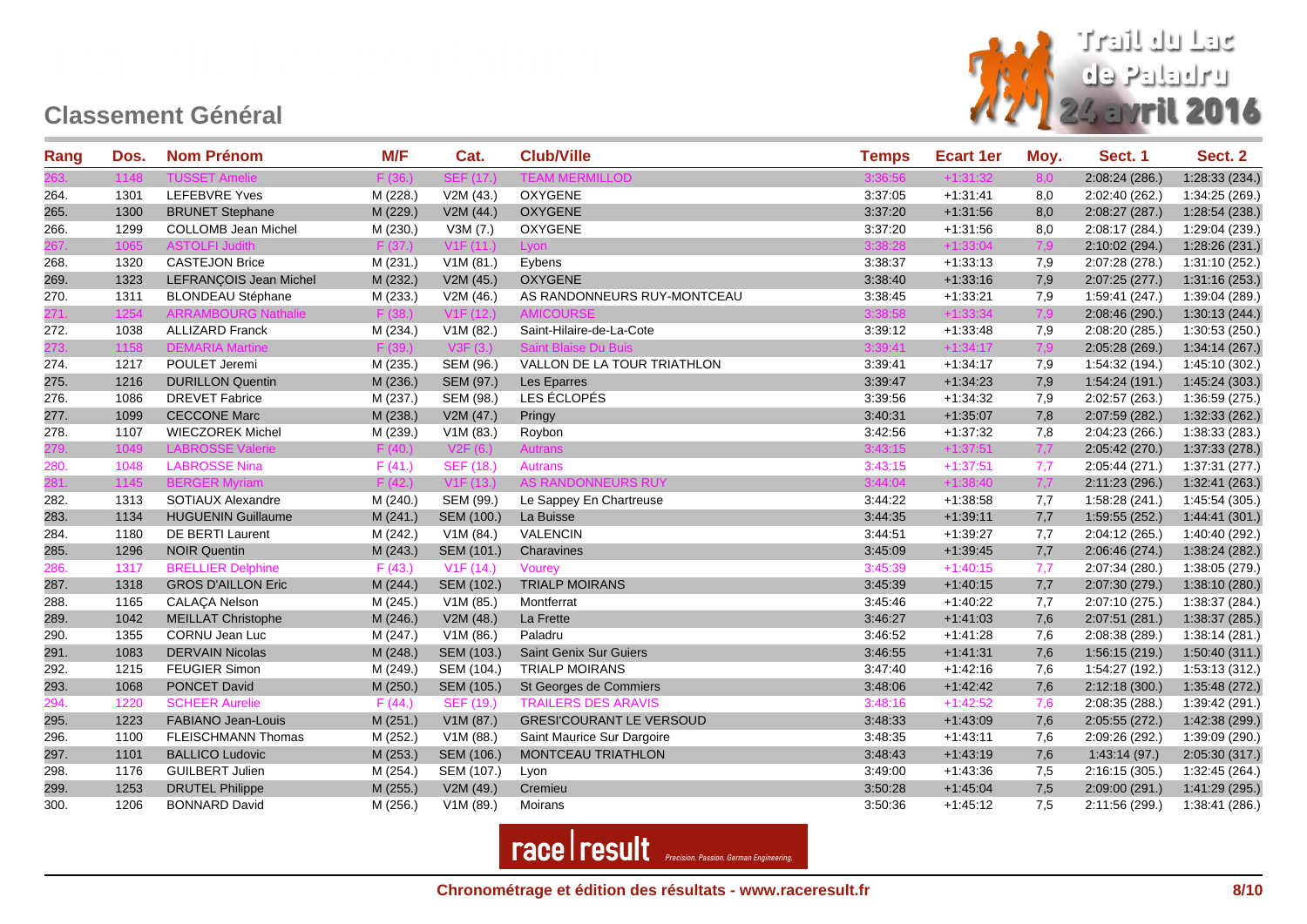## Classement Général

Trail du Lac de Paladru 24 avril 2016

| Rang | Dos. | Nom Prénom | M/F | Cat. | Club/Ville | Temps | Ecart 1er | Moy. | Sect. 1 | Sect. 2 |
|---|---|---|---|---|---|---|---|---|---|---|
| 263. | 1148 | TUSSET Amelie | F (36.) | SEF (17.) | TEAM MERMILLOD | 3:36:56 | +1:31:32 | 8,0 | 2:08:24 (286.) | 1:28:33 (234.) |
| 264. | 1301 | LEFEBVRE Yves | M (228.) | V2M (43.) | OXYGENE | 3:37:05 | +1:31:41 | 8,0 | 2:02:40 (262.) | 1:34:25 (269.) |
| 265. | 1300 | BRUNET Stephane | M (229.) | V2M (44.) | OXYGENE | 3:37:20 | +1:31:56 | 8,0 | 2:08:27 (287.) | 1:28:54 (238.) |
| 266. | 1299 | COLLOMB Jean Michel | M (230.) | V3M (7.) | OXYGENE | 3:37:20 | +1:31:56 | 8,0 | 2:08:17 (284.) | 1:29:04 (239.) |
| 267. | 1065 | ASTOLFI Judith | F (37.) | V1F (11.) | Lyon | 3:38:28 | +1:33:04 | 7,9 | 2:10:02 (294.) | 1:28:26 (231.) |
| 268. | 1320 | CASTEJON Brice | M (231.) | V1M (81.) | Eybens | 3:38:37 | +1:33:13 | 7,9 | 2:07:28 (278.) | 1:31:10 (252.) |
| 269. | 1323 | LEFRANÇOIS Jean Michel | M (232.) | V2M (45.) | OXYGENE | 3:38:40 | +1:33:16 | 7,9 | 2:07:25 (277.) | 1:31:16 (253.) |
| 270. | 1311 | BLONDEAU Stéphane | M (233.) | V2M (46.) | AS RANDONNEURS RUY-MONTCEAU | 3:38:45 | +1:33:21 | 7,9 | 1:59:41 (247.) | 1:39:04 (289.) |
| 271. | 1254 | ARRAMBOURG Nathalie | F (38.) | V1F (12.) | AMICOURSE | 3:38:58 | +1:33:34 | 7,9 | 2:08:46 (290.) | 1:30:13 (244.) |
| 272. | 1038 | ALLIZARD Franck | M (234.) | V1M (82.) | Saint-Hilaire-de-La-Cote | 3:39:12 | +1:33:48 | 7,9 | 2:08:20 (285.) | 1:30:53 (250.) |
| 273. | 1158 | DEMARIA Martine | F (39.) | V3F (3.) | Saint Blaise Du Buis | 3:39:41 | +1:34:17 | 7,9 | 2:05:28 (269.) | 1:34:14 (267.) |
| 274. | 1217 | POULET Jeremi | M (235.) | SEM (96.) | VALLON DE LA TOUR TRIATHLON | 3:39:41 | +1:34:17 | 7,9 | 1:54:32 (194.) | 1:45:10 (302.) |
| 275. | 1216 | DURILLON Quentin | M (236.) | SEM (97.) | Les Eparres | 3:39:47 | +1:34:23 | 7,9 | 1:54:24 (191.) | 1:45:24 (303.) |
| 276. | 1086 | DREVET Fabrice | M (237.) | SEM (98.) | LES ÉCLOPÉS | 3:39:56 | +1:34:32 | 7,9 | 2:02:57 (263.) | 1:36:59 (275.) |
| 277. | 1099 | CECCONE Marc | M (238.) | V2M (47.) | Pringy | 3:40:31 | +1:35:07 | 7,8 | 2:07:59 (282.) | 1:32:33 (262.) |
| 278. | 1107 | WIECZOREK Michel | M (239.) | V1M (83.) | Roybon | 3:42:56 | +1:37:32 | 7,8 | 2:04:23 (266.) | 1:38:33 (283.) |
| 279. | 1049 | LABROSSE Valerie | F (40.) | V2F (6.) | Autrans | 3:43:15 | +1:37:51 | 7,7 | 2:05:42 (270.) | 1:37:33 (278.) |
| 280. | 1048 | LABROSSE Nina | F (41.) | SEF (18.) | Autrans | 3:43:15 | +1:37:51 | 7,7 | 2:05:44 (271.) | 1:37:31 (277.) |
| 281. | 1145 | BERGER Myriam | F (42.) | V1F (13.) | AS RANDONNEURS RUY | 3:44:04 | +1:38:40 | 7,7 | 2:11:23 (296.) | 1:32:41 (263.) |
| 282. | 1313 | SOTIAUX Alexandre | M (240.) | SEM (99.) | Le Sappey En Chartreuse | 3:44:22 | +1:38:58 | 7,7 | 1:58:28 (241.) | 1:45:54 (305.) |
| 283. | 1134 | HUGUENIN Guillaume | M (241.) | SEM (100.) | La Buisse | 3:44:35 | +1:39:11 | 7,7 | 1:59:55 (252.) | 1:44:41 (301.) |
| 284. | 1180 | DE BERTI Laurent | M (242.) | V1M (84.) | VALENCIN | 3:44:51 | +1:39:27 | 7,7 | 2:04:12 (265.) | 1:40:40 (292.) |
| 285. | 1296 | NOIR Quentin | M (243.) | SEM (101.) | Charavines | 3:45:09 | +1:39:45 | 7,7 | 2:06:46 (274.) | 1:38:24 (282.) |
| 286. | 1317 | BRELLIER Delphine | F (43.) | V1F (14.) | Vourey | 3:45:39 | +1:40:15 | 7,7 | 2:07:34 (280.) | 1:38:05 (279.) |
| 287. | 1318 | GROS D'AILLON Eric | M (244.) | SEM (102.) | TRIALP MOIRANS | 3:45:39 | +1:40:15 | 7,7 | 2:07:30 (279.) | 1:38:10 (280.) |
| 288. | 1165 | CALAÇA Nelson | M (245.) | V1M (85.) | Montferrat | 3:45:46 | +1:40:22 | 7,7 | 2:07:10 (275.) | 1:38:37 (284.) |
| 289. | 1042 | MEILLAT Christophe | M (246.) | V2M (48.) | La Frette | 3:46:27 | +1:41:03 | 7,6 | 2:07:51 (281.) | 1:38:37 (285.) |
| 290. | 1355 | CORNU Jean Luc | M (247.) | V1M (86.) | Paladru | 3:46:52 | +1:41:28 | 7,6 | 2:08:38 (289.) | 1:38:14 (281.) |
| 291. | 1083 | DERVAIN Nicolas | M (248.) | SEM (103.) | Saint Genix Sur Guiers | 3:46:55 | +1:41:31 | 7,6 | 1:56:15 (219.) | 1:50:40 (311.) |
| 292. | 1215 | FEUGIER Simon | M (249.) | SEM (104.) | TRIALP MOIRANS | 3:47:40 | +1:42:16 | 7,6 | 1:54:27 (192.) | 1:53:13 (312.) |
| 293. | 1068 | PONCET David | M (250.) | SEM (105.) | St Georges de Commiers | 3:48:06 | +1:42:42 | 7,6 | 2:12:18 (300.) | 1:35:48 (272.) |
| 294. | 1220 | SCHEER Aurelie | F (44.) | SEF (19.) | TRAILERS DES ARAVIS | 3:48:16 | +1:42:52 | 7,6 | 2:08:35 (288.) | 1:39:42 (291.) |
| 295. | 1223 | FABIANO Jean-Louis | M (251.) | V1M (87.) | GRESI'COURANT LE VERSOUD | 3:48:33 | +1:43:09 | 7,6 | 2:05:55 (272.) | 1:42:38 (299.) |
| 296. | 1100 | FLEISCHMANN Thomas | M (252.) | V1M (88.) | Saint Maurice Sur Dargoire | 3:48:35 | +1:43:11 | 7,6 | 2:09:26 (292.) | 1:39:09 (290.) |
| 297. | 1101 | BALLICO Ludovic | M (253.) | SEM (106.) | MONTCEAU TRIATHLON | 3:48:43 | +1:43:19 | 7,6 | 1:43:14 (97.) | 2:05:30 (317.) |
| 298. | 1176 | GUILBERT Julien | M (254.) | SEM (107.) | Lyon | 3:49:00 | +1:43:36 | 7,5 | 2:16:15 (305.) | 1:32:45 (264.) |
| 299. | 1253 | DRUTEL Philippe | M (255.) | V2M (49.) | Cremieu | 3:50:28 | +1:45:04 | 7,5 | 2:09:00 (291.) | 1:41:29 (295.) |
| 300. | 1206 | BONNARD David | M (256.) | V1M (89.) | Moirans | 3:50:36 | +1:45:12 | 7,5 | 2:11:56 (299.) | 1:38:41 (286.) |

race | result Precision. Passion. German Engineering.

**Chronométrage et édition des résultats - www.raceresult.fr**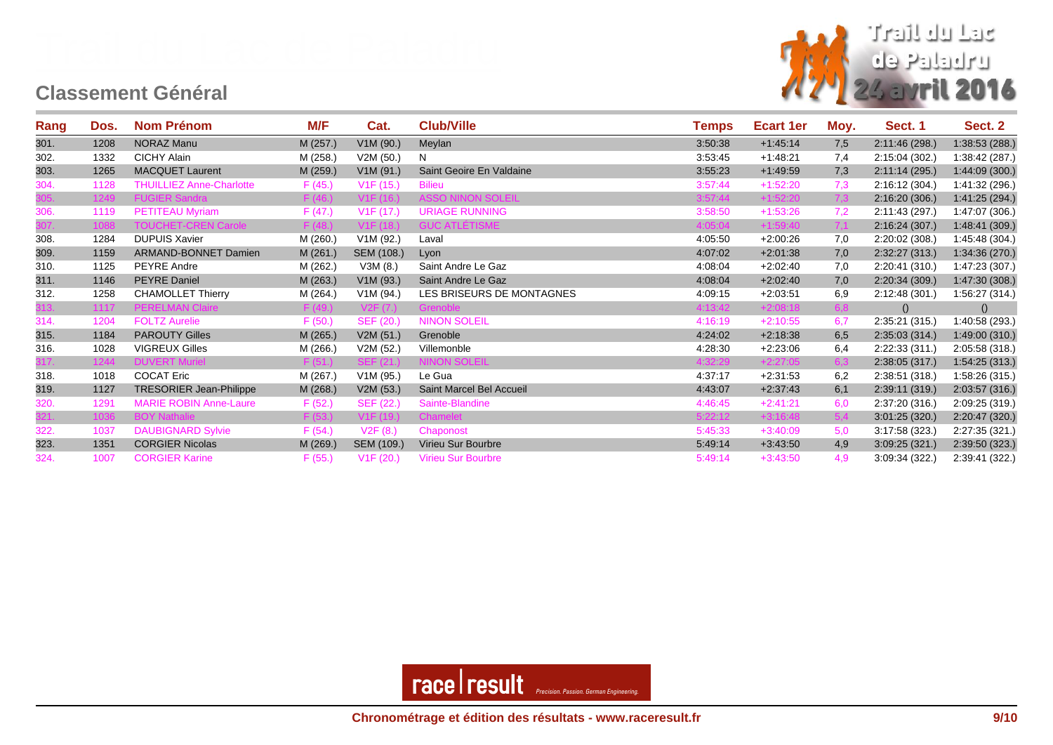## Classement Général

Trail du Lac de Paladru 24 avril 2016

| Rang | Dos. | Nom Prénom | M/F | Cat. | Club/Ville | Temps | Ecart 1er | Moy. | Sect. 1 | Sect. 2 |
|---|---|---|---|---|---|---|---|---|---|---|
| 301. | 1208 | NORAZ Manu | M (257.) | V1M (90.) | Meylan | 3:50:38 | +1:45:14 | 7,5 | 2:11:46 (298.) | 1:38:53 (288.) |
| 302. | 1332 | CICHY Alain | M (258.) | V2M (50.) | N | 3:53:45 | +1:48:21 | 7,4 | 2:15:04 (302.) | 1:38:42 (287.) |
| 303. | 1265 | MACQUET Laurent | M (259.) | V1M (91.) | Saint Geoire En Valdaine | 3:55:23 | +1:49:59 | 7,3 | 2:11:14 (295.) | 1:44:09 (300.) |
| 304. | 1128 | THUILLIEZ Anne-Charlotte | F (45.) | V1F (15.) | Bilieu | 3:57:44 | +1:52:20 | 7,3 | 2:16:12 (304.) | 1:41:32 (296.) |
| 305. | 1249 | FUGIER Sandra | F (46.) | V1F (16.) | ASSO NINON SOLEIL | 3:57:44 | +1:52:20 | 7,3 | 2:16:20 (306.) | 1:41:25 (294.) |
| 306. | 1119 | PETITEAU Myriam | F (47.) | V1F (17.) | URIAGE RUNNING | 3:58:50 | +1:53:26 | 7,2 | 2:11:43 (297.) | 1:47:07 (306.) |
| 307. | 1088 | TOUCHET-CREN Carole | F (48.) | V1F (18.) | GUC ATLÉTISME | 4:05:04 | +1:59:40 | 7,1 | 2:16:24 (307.) | 1:48:41 (309.) |
| 308. | 1284 | DUPUIS Xavier | M (260.) | V1M (92.) | Laval | 4:05:50 | +2:00:26 | 7,0 | 2:20:02 (308.) | 1:45:48 (304.) |
| 309. | 1159 | ARMAND-BONNET Damien | M (261.) | SEM (108.) | Lyon | 4:07:02 | +2:01:38 | 7,0 | 2:32:27 (313.) | 1:34:36 (270.) |
| 310. | 1125 | PEYRE Andre | M (262.) | V3M (8.) | Saint Andre Le Gaz | 4:08:04 | +2:02:40 | 7,0 | 2:20:41 (310.) | 1:47:23 (307.) |
| 311. | 1146 | PEYRE Daniel | M (263.) | V1M (93.) | Saint Andre Le Gaz | 4:08:04 | +2:02:40 | 7,0 | 2:20:34 (309.) | 1:47:30 (308.) |
| 312. | 1258 | CHAMOLLET Thierry | M (264.) | V1M (94.) | LES BRISEURS DE MONTAGNES | 4:09:15 | +2:03:51 | 6,9 | 2:12:48 (301.) | 1:56:27 (314.) |
| 313. | 1117 | PERELMAN Claire | F (49.) | V2F (7.) | Grenoble | 4:13:42 | +2:08:18 | 6,8 | () | () |
| 314. | 1204 | FOLTZ Aurelie | F (50.) | SEF (20.) | NINON SOLEIL | 4:16:19 | +2:10:55 | 6,7 | 2:35:21 (315.) | 1:40:58 (293.) |
| 315. | 1184 | PAROUTY Gilles | M (265.) | V2M (51.) | Grenoble | 4:24:02 | +2:18:38 | 6,5 | 2:35:03 (314.) | 1:49:00 (310.) |
| 316. | 1028 | VIGREUX Gilles | M (266.) | V2M (52.) | Villemonble | 4:28:30 | +2:23:06 | 6,4 | 2:22:33 (311.) | 2:05:58 (318.) |
| 317. | 1244 | DUVERT Muriel | F (51.) | SEF (21.) | NINON SOLEIL | 4:32:29 | +2:27:05 | 6,3 | 2:38:05 (317.) | 1:54:25 (313.) |
| 318. | 1018 | COCAT Eric | M (267.) | V1M (95.) | Le Gua | 4:37:17 | +2:31:53 | 6,2 | 2:38:51 (318.) | 1:58:26 (315.) |
| 319. | 1127 | TRESORIER Jean-Philippe | M (268.) | V2M (53.) | Saint Marcel Bel Accueil | 4:43:07 | +2:37:43 | 6,1 | 2:39:11 (319.) | 2:03:57 (316.) |
| 320. | 1291 | MARIE ROBIN Anne-Laure | F (52.) | SEF (22.) | Sainte-Blandine | 4:46:45 | +2:41:21 | 6,0 | 2:37:20 (316.) | 2:09:25 (319.) |
| 321. | 1036 | BOY Nathalie | F (53.) | V1F (19.) | Chamelet | 5:22:12 | +3:16:48 | 5,4 | 3:01:25 (320.) | 2:20:47 (320.) |
| 322. | 1037 | DAUBIGNARD Sylvie | F (54.) | V2F (8.) | Chaponost | 5:45:33 | +3:40:09 | 5,0 | 3:17:58 (323.) | 2:27:35 (321.) |
| 323. | 1351 | CORGIER Nicolas | M (269.) | SEM (109.) | Virieu Sur Bourbre | 5:49:14 | +3:43:50 | 4,9 | 3:09:25 (321.) | 2:39:50 (323.) |
| 324. | 1007 | CORGIER Karine | F (55.) | V1F (20.) | Virieu Sur Bourbre | 5:49:14 | +3:43:50 | 4,9 | 3:09:34 (322.) | 2:39:41 (322.) |

race | result *Precision. Passion. German Engineering.*

**Chronométrage et édition des résultats - www.raceresult.fr**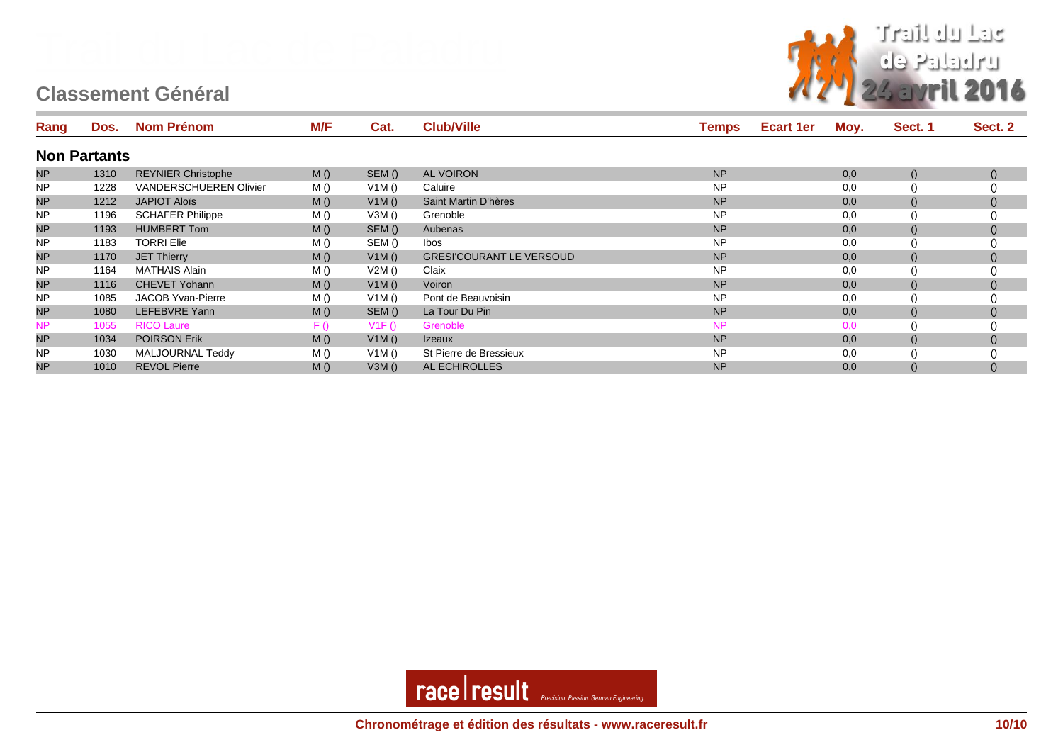## Classement Général

Trail du Lac de Paladru
24 avril 2016

### Non Partants

| Rang | Dos. | Nom Prénom | M/F | Cat. | Club/Ville | Temps | Ecart 1er | Moy. | Sect. 1 | Sect. 2 |
|---|---|---|---|---|---|---|---|---|---|---|
| NP | 1310 | REYNIER Christophe | M () | SEM () | AL VOIRON | NP | | 0,0 | () | () |
| NP | 1228 | VANDERSCHUEREN Olivier | M () | V1M () | Caluire | NP | | 0,0 | () | () |
| NP | 1212 | JAPIOT Aloïs | M () | V1M () | Saint Martin D'hères | NP | | 0,0 | () | () |
| NP | 1196 | SCHAFER Philippe | M () | V3M () | Grenoble | NP | | 0,0 | () | () |
| NP | 1193 | HUMBERT Tom | M () | SEM () | Aubenas | NP | | 0,0 | () | () |
| NP | 1183 | TORRI Elie | M () | SEM () | Ibos | NP | | 0,0 | () | () |
| NP | 1170 | JET Thierry | M () | V1M () | GRESI'COURANT LE VERSOUD | NP | | 0,0 | () | () |
| NP | 1164 | MATHAIS Alain | M () | V2M () | Claix | NP | | 0,0 | () | () |
| NP | 1116 | CHEVET Yohann | M () | V1M () | Voiron | NP | | 0,0 | () | () |
| NP | 1085 | JACOB Yvan-Pierre | M () | V1M () | Pont de Beauvoisin | NP | | 0,0 | () | () |
| NP | 1080 | LEFEBVRE Yann | M () | SEM () | La Tour Du Pin | NP | | 0,0 | () | () |
| NP | 1055 | RICO Laure | F () | V1F () | Grenoble | NP | | 0,0 | () | () |
| NP | 1034 | POIRSON Erik | M () | V1M () | Izeaux | NP | | 0,0 | () | () |
| NP | 1030 | MALJOURNAL Teddy | M () | V1M () | St Pierre de Bressieux | NP | | 0,0 | () | () |
| NP | 1010 | REVOL Pierre | M () | V3M () | AL ECHIROLLES | NP | | 0,0 | () | () |

race | result Precision. Passion. German Engineering.

Chronométrage et édition des résultats - www.raceresult.fr